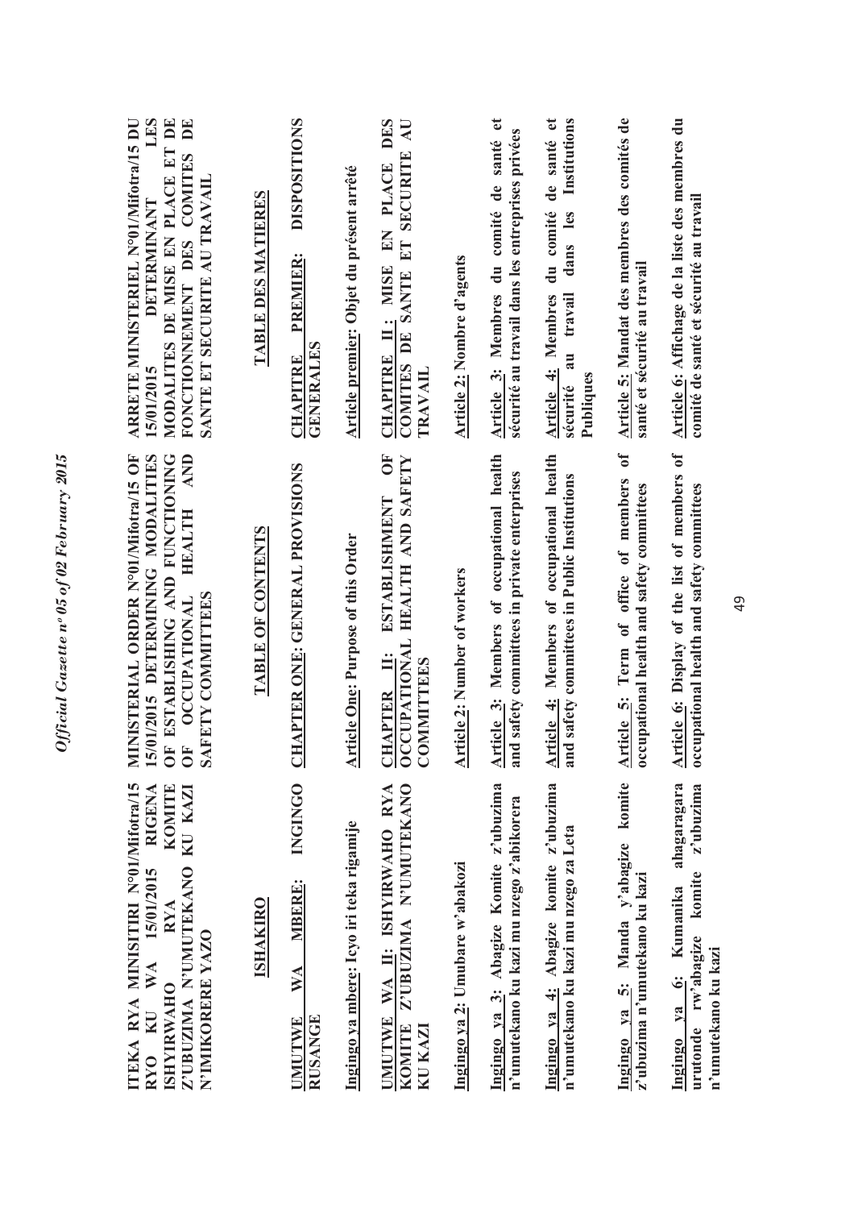**ITEKA RYA MINISITIRI N°01/Mifotra/15 RYO KU WA 15/01/2015 RIGENA ISHYIRWAHO RYA KOMITE Z'UBUZIMA N'UMUTEKANO KU KAZI N'IMIKORERE YAZO**

**ISHAKIRO**

**UMUTWE WA MBERE: INGINGO RUSANGE**

**Ingingo ya mbere: Icyo iri teka rigamije**

**UMUTWE WA II: ISHYIRWAHO RYA KOMITE Z'UBUZIMA N'UMUTEKANO KU KAZI**

**Ingingo ya 2: Umubare w'abakozi**

**Ingingo ya 3: Abagize Komite z'ubuzima n'umutekano ku kazi mu nzego z'abikorera**

**Ingingo ya 4: Abagize komite z'ubuzima n'umutekano ku kazi mu nzego za Leta**

**Ingingo ya 5: Manda y'abagize komite z'ubuzima n'umutekano ku kazi**

**Ingingo ya 6: Kumanika abagaragara urutonde rw'abagize komite z'ubuzima n'umutekano ku kazi**

**MINISTERIAL ORDER N°01/Mifotra/15 OF 15/01/2015 DETERMINING MODALITIES OF ESTABLISHING AND FUNCTIONING OF OCCUPATIONAL HEALTH AND SAFETY COMMITTEES**

**TABLE OF CONTENTS**

**CHAPTER ONE: GENERAL PROVISIONS**

**Article One: Purpose of this Order**

**CHAPTER II: ESTABLISHMENT OF OCCUPATIONAL HEALTH AND SAFETY COMMITTEES**

**Article 2: Number of workers**

**Article 3: Members of occupational health and safety committees in private enterprises**

**Article 4: Members of occupational health and safety committees in Public Institutions**

**Article 5: Term of office of members of occupational health and safety committees**

**Article 6: Display of the list of members of occupational health and safety committees**

**ARRETE MINISTERIEL N°01/Mifotra/15 DU 15/01/2015 DETERMINANT LES MODALITES DE MISE EN PLACE ET DE FONCTIONNEMENT DES COMITES DE SANTE ET SECURITE AU TRAVAIL**

**TABLE DES MATIERES**

**CHAPITRE PREMIER: DISPOSITIONS GENERALES**

**Article premier: Objet du présent arrêté**

**CHAPITRE II: MISE EN PLACE DES COMITES DE SANTE ET SECURITE AU TRAVAIL**

**Article 2: Nombre d'agents**

**Article 3: Membres du comité de santé et sécurité au travail dans les entreprises privées**

**Article 4: Membres du comité de santé et sécurité au travail dans les Institutions Publiques**

**Article 5: Mandat des membres des comités de santé et sécurité au travail**

**Article 6: Affichage de la liste des membres du comité de santé et sécurité au travail**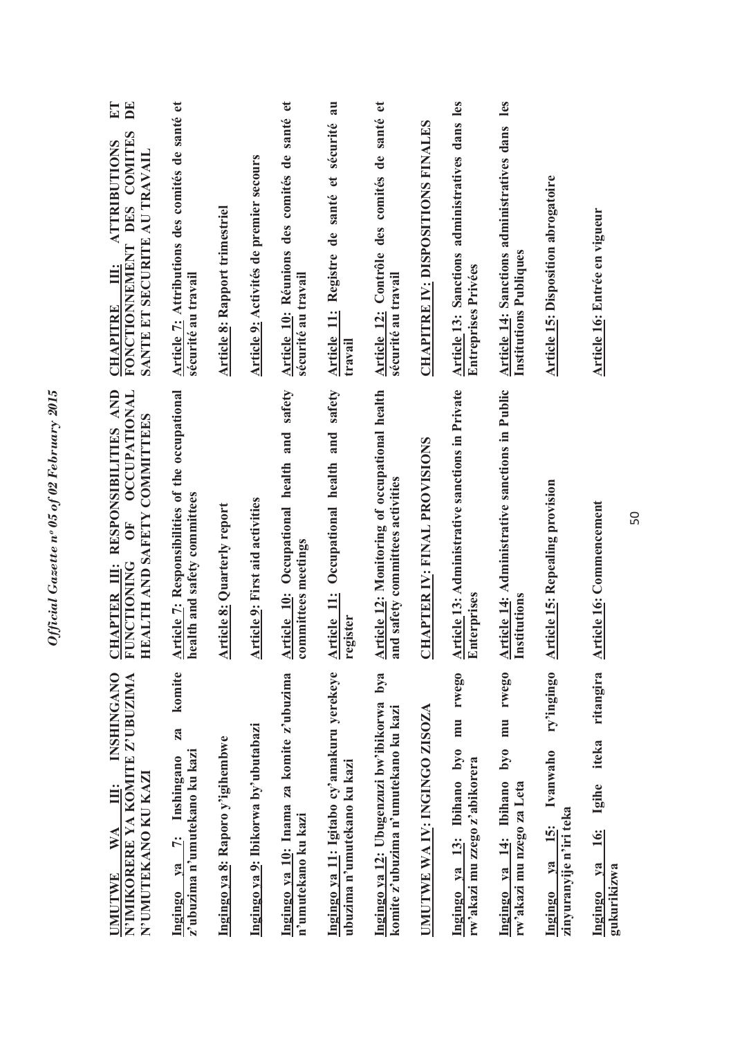| | | |
|---|---|---|
| **UMUTWE WA III: INSHINGANO N'IMIKORERE YA KOMITE Z'UBUZIMA N'UMUTEKANO KU KAZI** | **CHAPTER III: RESPONSIBILITIES AND FUNCTIONING OF OCCUPATIONAL HEALTH AND SAFETY COMMITTEES** | **CHAPITRE III: ATTRIBUTIONS ET FONCTIONNEMENT DES COMITES DE SANTE ET SECURITE AU TRAVAIL** |
| **Ingingo ya 7: Inshingano za komite z'ubuzima n'umutekano ku kazi** | **Article 7: Responsibilities of the occupational health and safety committees** | **Article 7: Attributions des comités de santé et sécurité au travail** |
| **Ingingo ya 8: Raporo y'igihembwe** | **Article 8: Quarterly report** | **Article 8: Rapport trimestriel** |
| **Ingingo ya 9: Ibikorwa by'ubutabazi** | **Article 9: First aid activities** | **Article 9: Activités de premier secours** |
| **Ingingo ya 10: Inama za komite z'ubuzima n'umutekano ku kazi** | **Article 10: Occupational health and safety committees meetings** | **Article 10: Réunions des comités de santé et sécurité au travail** |
| **Ingingo ya 11: Igitabo cy'amakuru yerekeye ubuzima n'umutekano ku kazi** | **Article 11: Occupational health and safety register** | **Article 11: Registre de santé et sécurité au travail** |
| **Ingingo ya 12: Ubugenzuzi bw'ibikorwa bya komite z'ubuzima n'umutekano ku kazi** | **Article 12: Monitoring of occupational health and safety committees activities** | **Article 12: Contrôle des comités de santé et sécurité au travail** |
| **UMUTWE WA IV: INGINGO ZISOZA** | **CHAPTER IV: FINAL PROVISIONS** | **CHAPITRE IV: DISPOSITIONS FINALES** |
| **Ingingo ya 13: Ibihano byo mu rwego rw'akazi mu nzego z'abikorera** | **Article 13: Administrative sanctions in Private Enterprises** | **Article 13: Sanctions administratives dans les Entreprises Privées** |
| **Ingingo ya 14: Ibihano byo mu rwego rw'akazi mu nzego za Leta** | **Article 14: Administrative sanctions in Public Institutions** | **Article 14: Sanctions administratives dans les Institutions Publiques** |
| **Ingingo ya 15: Ivanwaho ry'ingingo zinyuranyije n'iri teka** | **Article 15: Repealing provision** | **Article 15: Disposition abrogatoire** |
| **Ingingo ya 16: Igihe iteka ritangira gukurikizwa** | **Article 16: Commencement** | **Article 16: Entrée en vigueur** |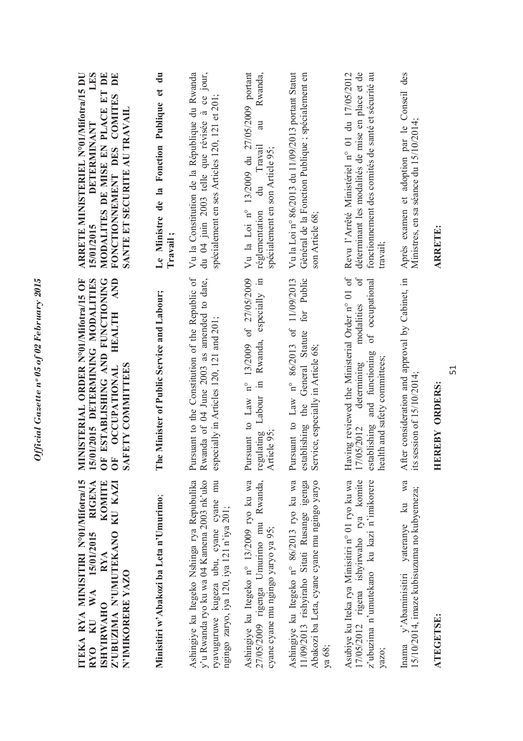**ITEKA RYA MINISITIRI N°01/Mifotra/15 RYO KU WA 15/01/2015 RIGENA ISHYIRWAHO RYA KOMITE Z'UBUZIMA N'UMUTEKANO KU KAZI N'IMIKORERE YAZO**

**Minisitiri w'Abakozi ba Leta n'Umurimo;**

Ashingiye ku Itegeko Nshinga rya Repubulika y'u Rwanda ryo ku wa 04 Kamena 2003 nk'uko ryavuguruwe kugeza ubu, cyane cyane mu ngingo zaryo, iya 120, iya 121 n'iya 201;

Ashingiye ku Itegeko n° 13/2009 ryo ku wa 27/05/2009 rigenga Umurimo mu Rwanda, cyane cyane mu ngingo yaryo ya 95;

Ashingiye ku Itegeko n° 86/2013 ryo ku wa 11/09/2013 rishyiraho Sitati Rusange igenga Abakozi ba Leta, cyane cyane mu ngingo yaryo ya 68;

Asubiye ku Iteka rya Minisitiri n° 01 ryo ku wa 17/05/2012 rigena ishyirwaho rya komite z'ubuzima n'umutekano ku kazi n'imikorere yazo;

Inama y'Abaminisitiri yateranye ku wa 15/10/2014, imaze kubisuzuma no kubyemeza;

**ATEGETSE:**

**MINISTERIAL ORDER N°01/Mifotra/15 OF 15/01/2015 DETERMINING MODALITIES OF ESTABLISHING AND FUNCTIONING OF OCCUPATIONAL HEALTH AND SAFETY COMMITTEES**

**The Minister of Public Service and Labour;**

Pursuant to the Constitution of the Republic of Rwanda of 04 June 2003 as amended to date, especially in Articles 120, 121 and 201;

Pursuant to Law n° 13/2009 of 27/05/2009 regulating Labour in Rwanda, especially in Article 95;

Pursuant to Law n° 86/2013 of 11/09/2013 establishing the General Statute for Public Service, especially in Article 68;

Having reviewed the Ministerial Order n° 01 of 17/05/2012 determining modalities of establishing and functioning of occupational health and safety committees;

After consideration and approval by Cabinet, in its session of 15/10/2014;

**HEREBY ORDERS:**

**ARRETE MINISTERIEL N°01/Mifotra/15 DU 15/01/2015 DETERMINANT LES MODALITES DE MISE EN PLACE ET DE FONCTIONNEMENT DES COMITES DE SANTE ET SECURITE AU TRAVAIL**

**Le Ministre de la Fonction Publique et du Travail ;**

Vu la Constitution de la République du Rwanda du 04 juin 2003 telle que révisée à ce jour, spécialement en ses Articles 120, 121 et 201;

Vu la Loi n° 13/2009 du 27/05/2009 portant réglementation du Travail au Rwanda, spécialement en son Article 95;

Vu la Loi n° 86/2013 du 11/09/2013 portant Statut Général de la Fonction Publique ; spécialement en son Article 68;

Revu l'Arrêté Ministériel n° 01 du 17/05/2012 déterminant les modalités de mise en place et de fonctionnement des comités de santé et sécurité au travail;

Après examen et adoption par le Conseil des Ministres, en sa séance du 15/10/2014;

**ARRETE:**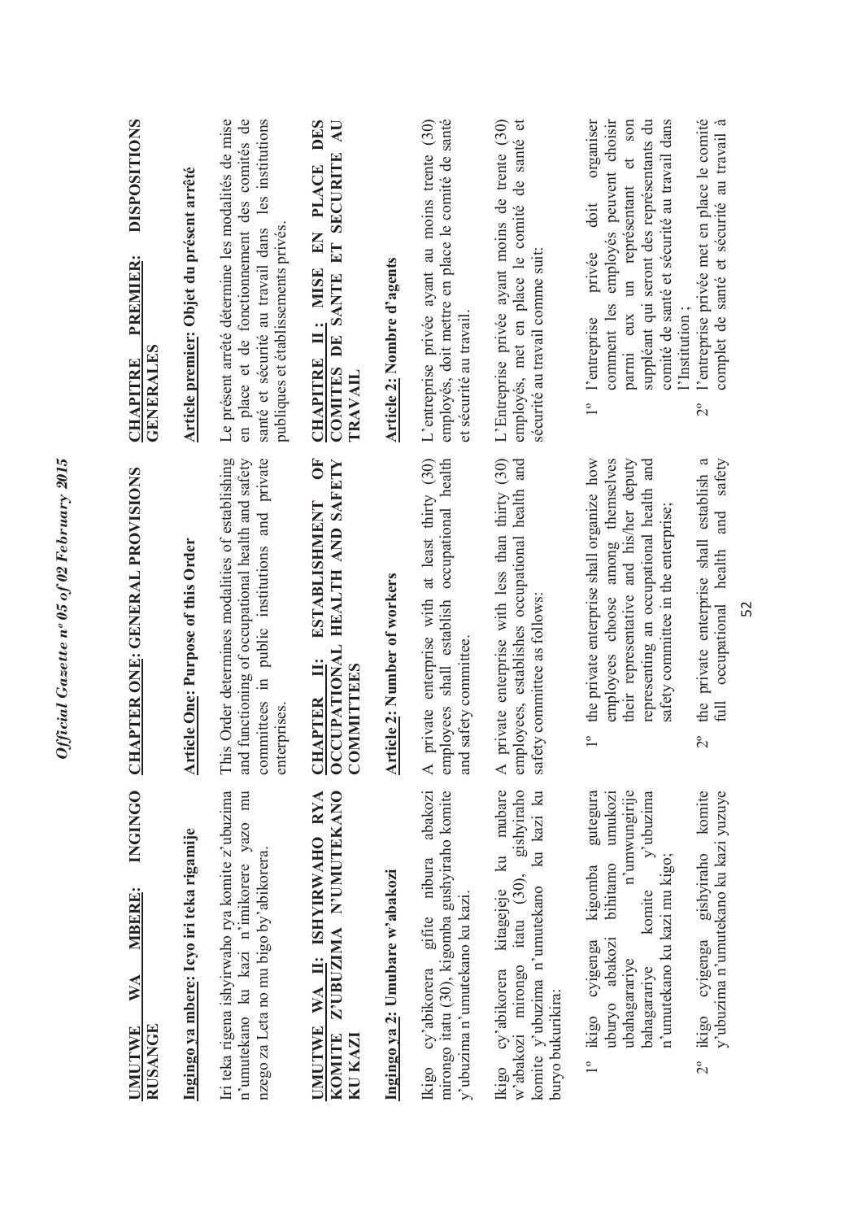**UMUTWE WA MBERE: INGINGO RUSANGE**

**Ingingo ya mbere: Icyo iri teka rigamije**

Iri teka rigena ishyirwaho rya komite z'ubuzima n'umutekano ku kazi n'imikorere yazo mu nzego za Leta no mu bigo by'abikorera.

**UMUTWE WA II: ISHYIRWAHO RYA KOMITE Z'UBUZIMA N'UMUTEKANO KU KAZI**

**Ingingo ya 2: Umubare w'abakozi**

Ikigo cy'abikorera gifite nibura abakozi mirongo itatu (30), kigomba gushyiraho komite y'ubuzima n'umutekano ku kazi.

Ikigo cy'abikorera kitagejeje ku mubare w'abakozi mirongo itatu (30), gishyiraho komite y'ubuzima n'umutekano ku kazi ku buryo bukurikira:

1° ikigo cyigenga kigomba gutegura uburyo abakozi bihitamo umukozi ubahagarariye n'umwungirije bahagarariye komite y'ubuzima n'umutekano ku kazi mu kigo;

2° ikigo cyigenga gishyiraho komite y'ubuzima n'umutekano ku kazi yuzuye

**CHAPTER ONE: GENERAL PROVISIONS**

**Article One: Purpose of this Order**

This Order determines modalities of establishing and functioning of occupational health and safety committees in public institutions and private enterprises.

**CHAPTER II: ESTABLISHMENT OF OCCUPATIONAL HEALTH AND SAFETY COMMITTEES**

**Article 2: Number of workers**

A private enterprise with at least thirty (30) employees shall establish occupational health and safety committee.

A private enterprise with less than thirty (30) employees, establishes occupational health and safety committee as follows:

1° the private enterprise shall organize how employees choose among themselves their representative and his/her deputy representing an occupational health and safety committee in the enterprise;

2° the private enterprise shall establish a full occupational health and safety

**CHAPITRE PREMIER: DISPOSITIONS GENERALES**

**Article premier: Objet du présent arrêté**

Le présent arrêté détermine les modalités de mise en place et de fonctionnement des comités de santé et sécurité au travail dans les institutions publiques et établissements privés.

**CHAPITRE II: MISE EN PLACE DES COMITES DE SANTE ET SECURITE AU TRAVAIL**

**Article 2: Nombre d'agents**

L'entreprise privée ayant au moins trente (30) employés, doit mettre en place le comité de santé et sécurité au travail.

L'Entreprise privée ayant moins de trente (30) employés, met en place le comité de santé et sécurité au travail comme suit:

1° l'entreprise privée doit organiser comment les employés peuvent choisir parmi eux un représentant et son suppléant qui seront des représentants du comité de santé et sécurité au travail dans l'Institution ;

2° l'entreprise privée met en place le comité complet de santé et sécurité au travail à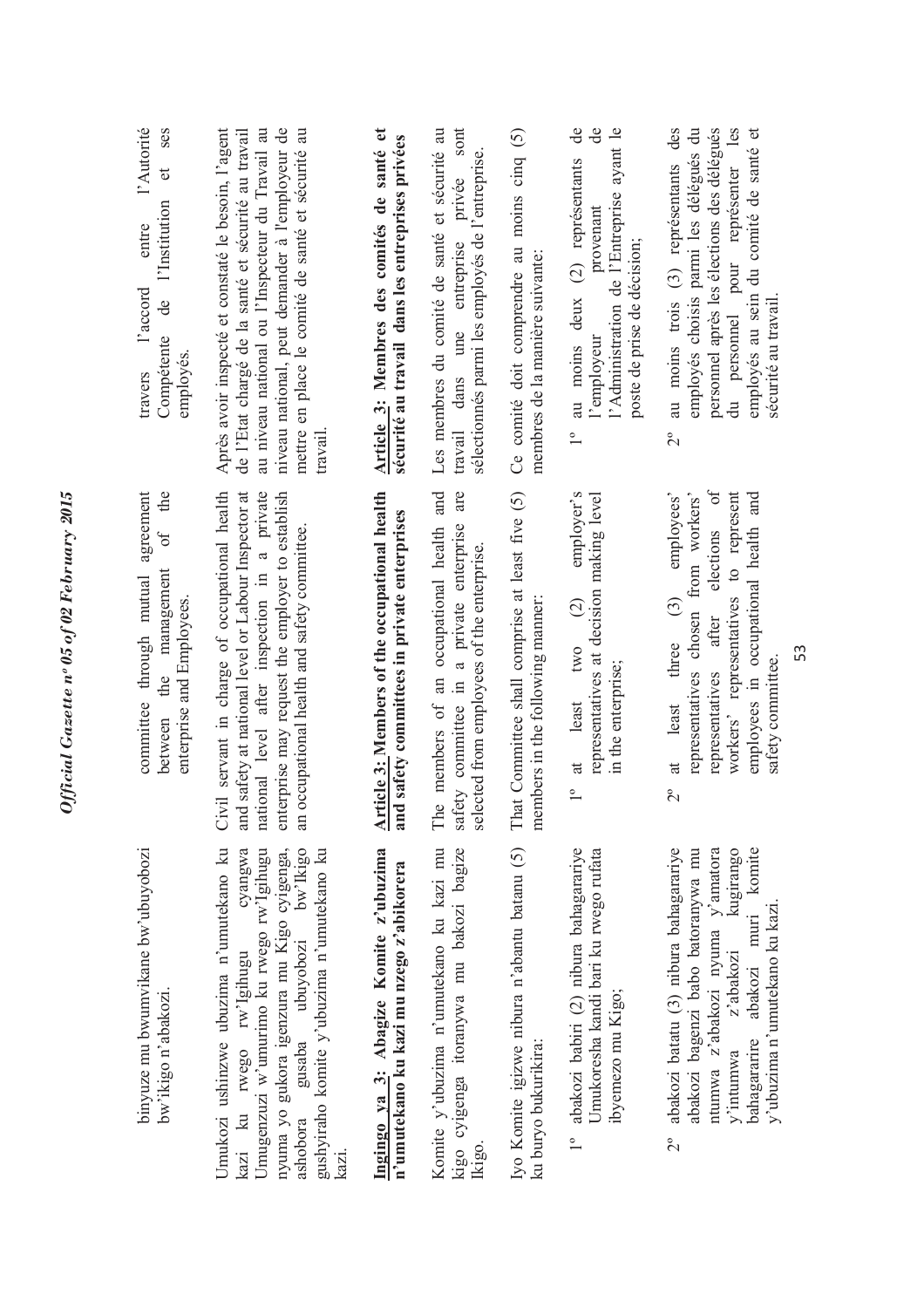binyuze mu bwumvikane bw'ubuyobozi bw'ikigo n'abakozi.

Umukozi ushinzwe ubuzima n'umutekano ku kazi ku rwego rw'Igihugu cyangwa Umugenzuzi w'umurimo ku rwego rw'Igihugu nyuma yo gukora igenzura mu Kigo cyigenga, ashobora gusaba ubuyobozi bw'Ikigo gushyiraho komite y'ubuzima n'umutekano ku kazi.

**Ingingo ya 3: Abagize Komite z'ubuzima n'umutekano ku kazi mu nzego z'abikorera**

Komite y'ubuzima n'umutekano ku kazi mu kigo cyigenga itoranywa mu bakozi bagize Ikigo.

Iyo Komite igizwe nibura n'abantu batanu (5) ku buryo bukurikira:

1° abakozi babiri (2) nibura bahagarariye Umukoresha kandi bari ku rwego rufata ibyemezo mu Kigo;

2° abakozi batatu (3) nibura bahagarariye abakozi bagenzi babo batoranywa mu ntumwa z'abakozi nyuma y'amatora y'intumwa z'abakozi kugirango bahagararire abakozi muri komite y'ubuzima n'umutekano ku kazi.

committee through mutual agreement between the management of the enterprise and Employees.

Civil servant in charge of occupational health and safety at national level or Labour Inspector at national level after inspection in a private enterprise may request the employer to establish an occupational health and safety committee.

**Article 3: Members of the occupational health and safety committees in private enterprises**

The members of an occupational health and safety committee in a private enterprise are selected from employees of the enterprise.

That Committee shall comprise at least five (5) members in the following manner:

1° at least two (2) employer's representatives at decision making level in the enterprise;

2° at least three (3) employees' representatives chosen from workers' representatives after elections of workers' representatives to represent employees in occupational health and safety committee.

travers l'accord entre l'Autorité Compétente de l'Institution et ses employés.

Après avoir inspecté et constaté le besoin, l'agent de l'Etat chargé de la santé et sécurité au travail au niveau national ou l'Inspecteur du Travail au niveau national, peut demander à l'employeur de mettre en place le comité de santé et sécurité au travail.

**Article 3: Membres des comités de santé et sécurité au travail dans les entreprises privées**

Les membres du comité de santé et sécurité au travail dans une entreprise privée sont sélectionnés parmi les employés de l'entreprise.

Ce comité doit comprendre au moins cinq (5) membres de la manière suivante:

1° au moins deux (2) représentants de l'employeur provenant de l'Administration de l'Entreprise ayant le poste de prise de décision;

2° au moins trois (3) représentants des employés choisis parmi les délégués du personnel après les élections des délégués du personnel pour représenter les employés au sein du comité de santé et sécurité au travail.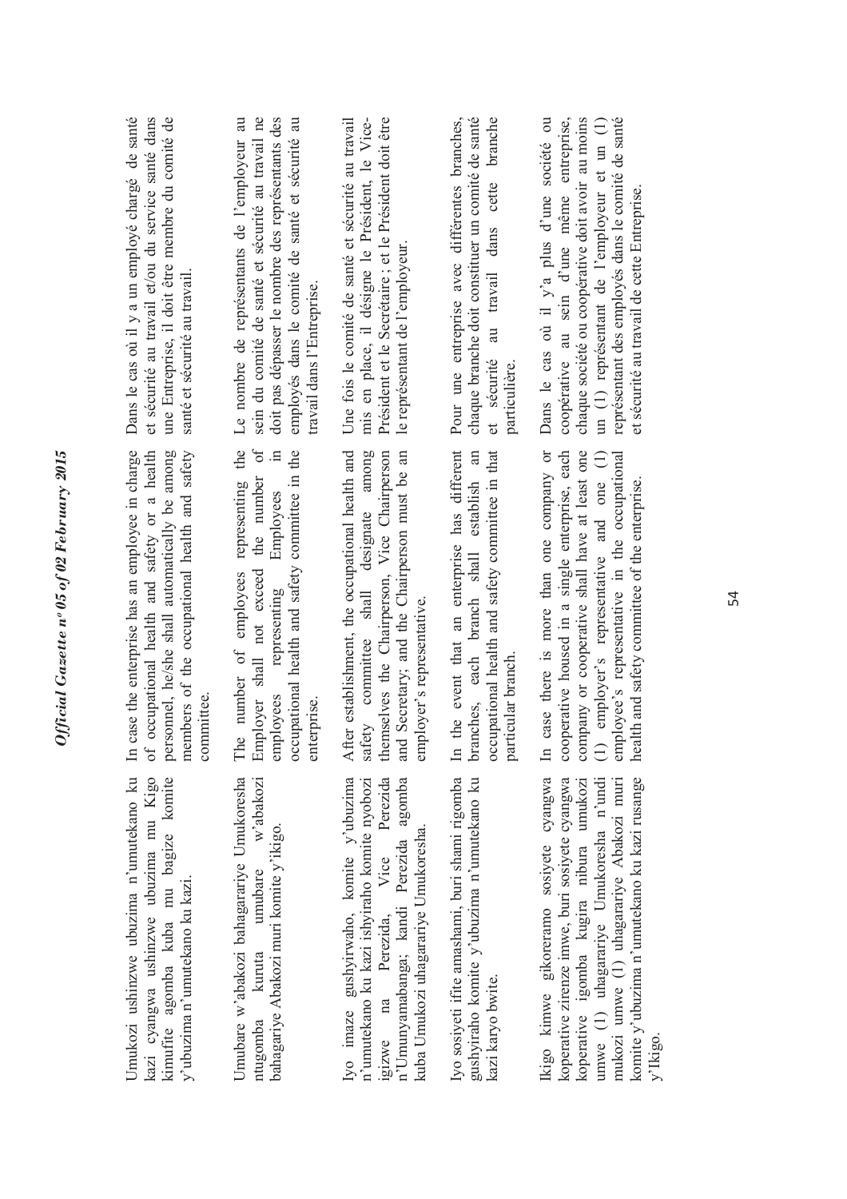Umukozi ushinzwe ubuzima n'umutekano ku kazi cyangwa ushinzwe ubuzima mu Kigo kimufite agomba kuba mu bagize komite y'ubuzima n'umutekano ku kazi.

In case the enterprise has an employee in charge of occupational health and safety or a health personnel, he/she shall automatically be among members of the occupational health and safety committee.

Dans le cas où il y a un employé chargé de santé et sécurité au travail et/ou du service santé dans une Entreprise, il doit être membre du comité de santé et sécurité au travail.

Umubare w'abakozi bahagarariye Umukoresha ntugomba kuruta umubare w'abakozi bahagarariye Abakozi muri komite y'ikigo.

The number of employees representing the Employer shall not exceed the number of employees representing Employees in occupational health and safety committee in the enterprise.

Le nombre de représentants de l'employeur au sein du comité de santé et sécurité au travail ne doit pas dépasser le nombre des représentants des employés dans le comité de santé et sécurité au travail dans l'Entreprise.

Iyo imaze gushyirwaho, komite y'ubuzima n'umutekano ku kazi ishyiraho komite nyobozi igizwe na Perezida, Vice Perezida n'Umunyamabanga; kandi Perezida agomba kuba Umukozi uhagarariye Umukoresha.

After establishment, the occupational health and safety committee shall designate among themselves the Chairperson, Vice Chairperson and Secretary; and the Chairperson must be an employer's representative.

Une fois le comité de santé et sécurité au travail mis en place, il désigne le Président, le Vice-Président et le Secrétaire ; et le Président doit être le représentant de l'employeur.

Iyo sosiyeti ifite amashami, buri shami rigomba gushyiraho komite y'ubuzima n'umutekano ku kazi karyo bwite.

In the event that an enterprise has different branches, each branch shall establish an occupational health and safety committee in that particular branch.

Pour une entreprise avec différentes branches, chaque branche doit constituer un comité de santé et sécurité au travail dans cette branche particulière.

Ikigo kimwe gikoreramo sosiyete cyangwa koperative zirenze imwe, buri sosiyete cyangwa koperative igomba kugira nibura umukozi umwe (1) uhagarariye Umukoresha n'undi mukozi umwe (1) uhagarariye Abakozi muri komite y'ubuzima n'umutekano ku kazi rusange y'Ikigo.

In case there is more than one company or cooperative housed in a single enterprise, each company or cooperative shall have at least one (1) employer's representative and one (1) employee's representative in the occupational health and safety committee of the enterprise.

Dans le cas où il y'a plus d'une société ou coopérative au sein d'une même entreprise, chaque société ou coopérative doit avoir au moins un (1) représentant de l'employeur et un (1) représentant des employés dans le comité de santé et sécurité au travail de cette Entreprise.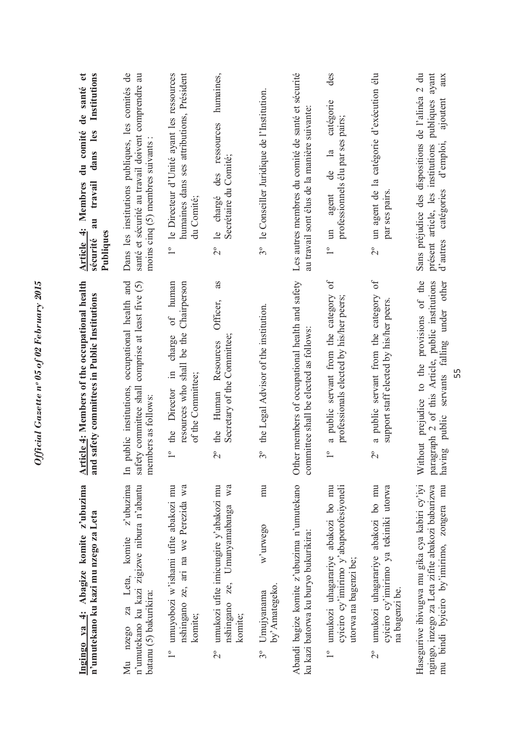**Ingingo ya 4: Abagize komite z'ubuzima n'umutekano ku kazi mu nzego za Leta**

Mu nzego za Leta, komite z'ubuzima n'umutekano ku kazi zigizwe nibura n'abantu batanu (5) bakurikira:

1° umuyobozi w'ishami ufite abakozi mu nshingano ze, ari na we Perezida wa komite;

2° umukozi ufite imicungire y'abakozi mu nshingano ze, Umunyamabanga wa komite;

3° Umujyanama w'urwego mu by'Amategeko.

Abandi bagize komite z'ubuzima n'umutekano ku kazi batorwa ku buryo bukurikira:

1° umukozi uhagarariye abakozi bo mu cyiciro cy'imirimo y'abaporofesiyoneli utorwa na bagenzi be;

2° umukozi uhagarariye abakozi bo mu cyiciro cy'imirimo ya tekiniki utorwa na bagenzi be.

Hasegunwe ibivugwa mu gika cya kabiri cy'iyi ngingo, inzego za Leta zifite abakozi babarizwa mu bindi byiciro by'imirimo, zongera mu

**Article 4: Members of the occupational health and safety committees in Public Institutions**

In public institutions, occupational health and safety committee shall comprise at least five (5) members as follows:

1° the Director in charge of human resources who shall be the Chairperson of the Committee;

2° the Human Resources Officer, as Secretary of the Committee;

3° the Legal Advisor of the institution.

Other members of occupational health and safety committee shall be elected as follows:

1° a public servant from the category of professionals elected by his/her peers;

2° a public servant from the category of support staff elected by his/her peers.

Without prejudice to the provisions of the paragraph 2 of this Article, public institutions having public servants falling under other

**Article 4: Membres du comité de santé et sécurité au travail dans les Institutions Publiques**

Dans les institutions publiques, les comités de santé et sécurité au travail doivent comprendre au moins cinq (5) membres suivants :

1° le Directeur d'Unité ayant les ressources humaines dans ses attributions, Président du Comité;

2° le chargé des ressources humaines, Secrétaire du Comité;

3° le Conseiller Juridique de l'Institution.

Les autres membres du comité de santé et sécurité au travail sont élus de la manière suivante:

1° un agent de la catégorie des professionnels élu par ses pairs;

2° un agent de la catégorie d'exécution élu par ses pairs.

Sans préjudice des dispositions de l'alinéa 2 du présent article, les institutions publiques ayant d'autres catégories d'emploi, ajoutent aux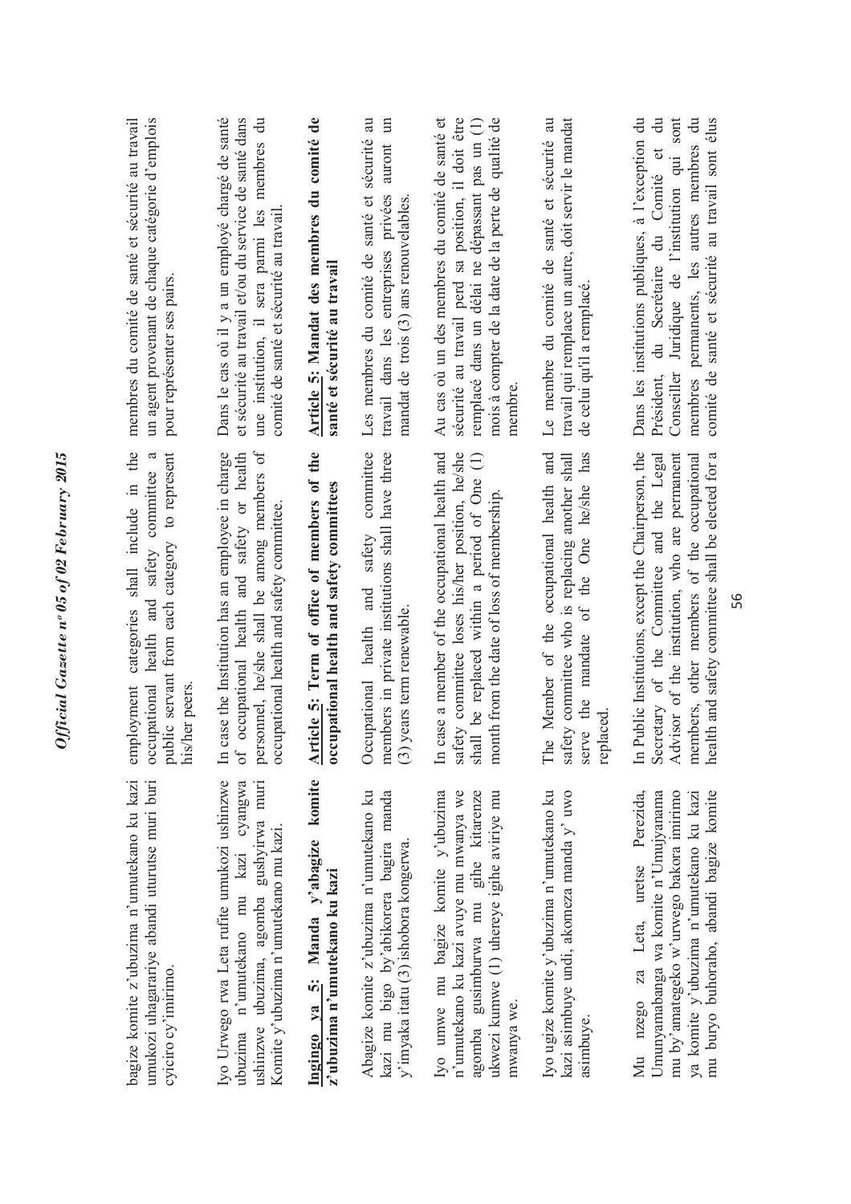bagize komite z'ubuzima n'umutekano ku kazi umukozi uhagarariye abandi uturutse muri buri cyiciro cy'imirimo.

Iyo Urwego rwa Leta rufite umukozi ushinzwe ubuzima n'umutekano mu kazi cyangwa ushinzwe ubuzima, agomba gushyirwa muri Komite y'ubuzima n'umutekano mu kazi.

**Ingingo ya 5: Manda y'abagize komite z'ubuzima n'umutekano ku kazi**

Abagize komite z'ubuzima n'umutekano ku kazi mu bigo by'abikorera bagira manda y'imyaka itatu (3) ishobora kongerwa.

Iyo umwe mu bagize komite y'ubuzima n'umutekano ku kazi avuye mu mwanya we agomba gusimburwa mu gihe kitarenze ukwezi kumwe (1) uhereye igihe aviriye mu mwanya we.

Iyo ugize komite y'ubuzima n'umutekano ku kazi asimbuye undi, akomeza manda y' uwo asimbuye.

Mu nzego za Leta, uretse Perezida, Umunyamabanga wa komite n'Umujyanama mu by'amategeko w'urwego bakora imirimo ya komite y'ubuzima n'umutekano ku kazi mu buryo buhoraho, abandi bagize komite

employment categories shall include in the occupational health and safety committee a public servant from each category to represent his/her peers.

In case the Institution has an employee in charge of occupational health and safety or health personnel, he/she shall be among members of occupational health and safety committee.

**Article 5: Term of office of members of the occupational health and safety committees**

Occupational health and safety committee members in private institutions shall have three (3) years term renewable.

In case a member of the occupational health and safety committee loses his/her position, he/she shall be replaced within a period of One (1) month from the date of loss of membership.

The Member of the occupational health and safety committee who is replacing another shall serve the mandate of the One he/she has replaced.

In Public Institutions, except the Chairperson, the Secretary of the Committee and the Legal Advisor of the institution, who are permanent members, other members of the occupational health and safety committee shall be elected for a

membres du comité de santé et sécurité au travail un agent provenant de chaque catégorie d'emplois pour représenter ses pairs.

Dans le cas où il y a un employé chargé de santé et sécurité au travail et/ou du service de santé dans une institution, il sera parmi les membres du comité de santé et sécurité au travail.

**Article 5: Mandat des membres du comité de santé et sécurité au travail**

Les membres du comité de santé et sécurité au travail dans les entreprises privées auront un mandat de trois (3) ans renouvelables.

Au cas où un des membres du comité de santé et sécurité au travail perd sa position, il doit être remplacé dans un délai ne dépassant pas un (1) mois à compter de la date de la perte de qualité de membre.

Le membre du comité de santé et sécurité au travail qui remplace un autre, doit servir le mandat de celui qu'il a remplacé.

Dans les institutions publiques, à l'exception du Président, du Secrétaire du Comité et du Conseiller Juridique de l'institution qui sont membres permanents, les autres membres du comité de santé et sécurité au travail sont élus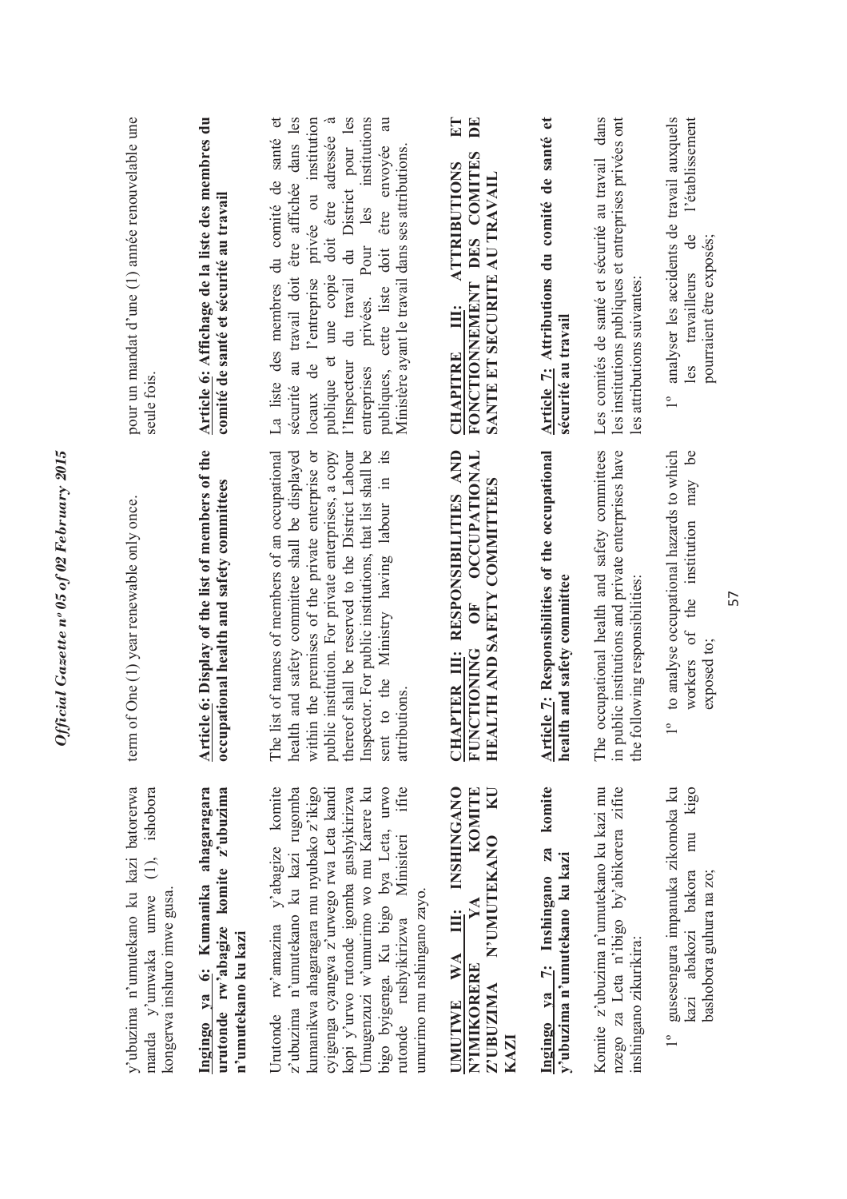y'ubuzima n'umutekano ku kazi batorerwa manda y'umwaka umwe (1), ishobora kongerwa inshuro imwe gusa.

**Ingingo ya 6: Kumanika ahagaragara urutonde rw'abagize komite z'ubuzima n'umutekano ku kazi**

Urutonde rw'amazina y'abagize komite z'ubuzima n'umutekano ku kazi rugomba kumanikwa ahagaragara mu nyubako z'ikigo cyigenga cyangwa z'urwego rwa Leta kandi kopi y'urwo rutonde igomba gushyikirizwa Umugenzuzi w'umurimo wo mu Karere ku bigo byigenga. Ku bigo bya Leta, urwo rutonde rushyikirizwa Minisiteri ifite umurimo mu nshingano zayo.

**UMUTWE WA III: INSHINGANO N'IMIKORERE YA KOMITE Z'UBUZIMA N'UMUTEKANO KU KAZI**

**Ingingo ya 7: Inshingano za komite y'ubuzima n'umutekano ku kazi**

Komite z'ubuzima n'umutekano ku kazi mu nzego za Leta n'ibigo by'abikorera zifite inshingano zikurikira:

1° gusesengura impanuka zikomoka ku kazi abakozi bakora mu kigo bashobora guhura na zo;

term of One (1) year renewable only once.

**Article 6: Display of the list of members of the occupational health and safety committees**

The list of names of members of an occupational health and safety committee shall be displayed within the premises of the private enterprise or public institution. For private enterprises, a copy thereof shall be reserved to the District Labour Inspector. For public institutions, that list shall be sent to the Ministry having labour in its attributions.

**CHAPTER III: RESPONSIBILITIES AND FUNCTIONING OF OCCUPATIONAL HEALTH AND SAFETY COMMITTEES**

**Article 7: Responsibilities of the occupational health and safety committee**

The occupational health and safety committees in public institutions and private enterprises have the following responsibilities:

1° to analyse occupational hazards to which workers of the institution may be exposed to;

pour un mandat d'une (1) année renouvelable une seule fois.

**Article 6: Affichage de la liste des membres du comité de santé et sécurité au travail**

La liste des membres du comité de santé et sécurité au travail doit être affichée dans les locaux de l'entreprise privée ou institution publique et une copie doit être adressée à l'Inspecteur du travail du District pour les entreprises privées. Pour les institutions publiques, cette liste doit être envoyée au Ministère ayant le travail dans ses attributions.

**CHAPITRE III: ATTRIBUTIONS ET FONCTIONNEMENT DES COMITES DE SANTE ET SECURITE AU TRAVAIL**

**Article 7: Attributions du comité de santé et sécurité au travail**

Les comités de santé et sécurité au travail dans les institutions publiques et entreprises privées ont les attributions suivantes:

1° analyser les accidents de travail auxquels les travailleurs de l'établissement pourraient être exposés;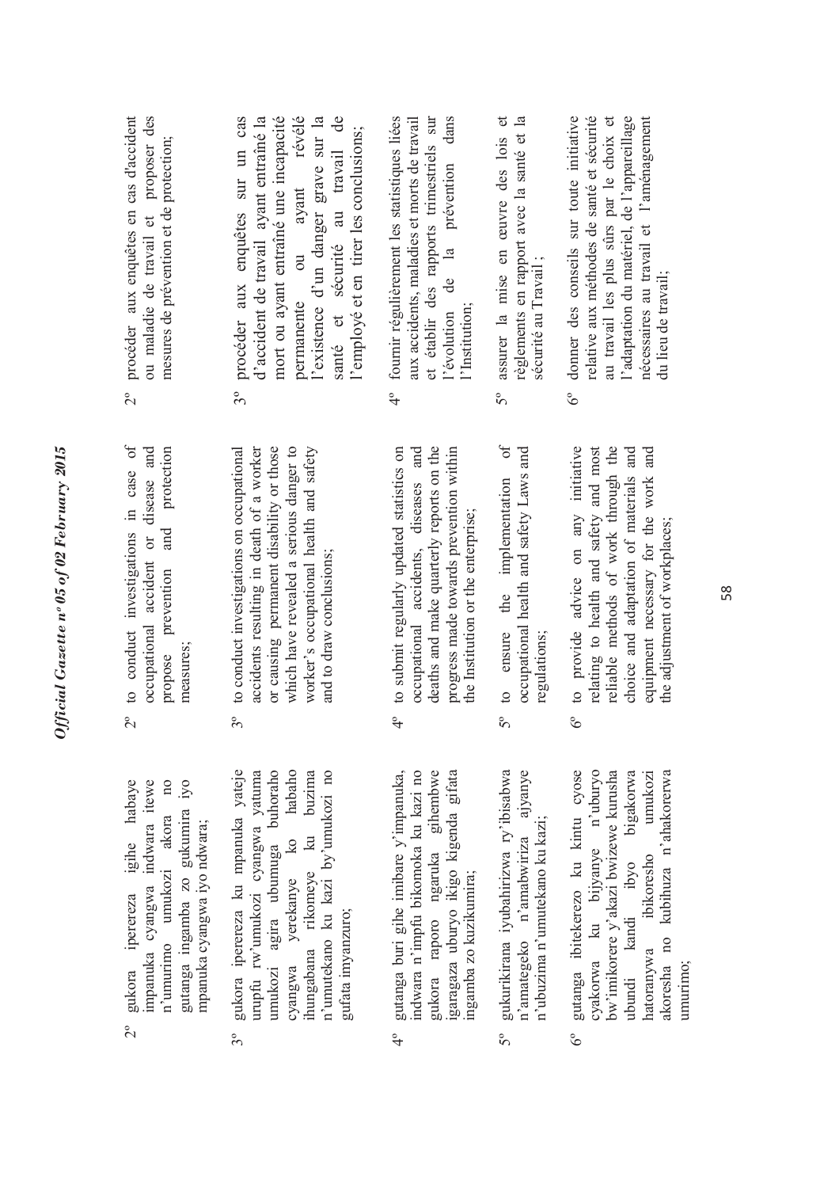2° gukora iperereza igihe habaye impanuka cyangwa indwara itewe n'umurimo umukozi akora no gutanga ingamba zo gukumira iyo mpanuka cyangwa iyo ndwara;

3° gukora iperereza ku mpanuka yateje urupfu rw'umukozi cyangwa yatuma umukozi agira ubumuga buhoraho cyangwa yerekanye ko habaho ihungabana rikomeye ku buzima n'umutekano ku kazi by'umukozi no gufata imyanzuro;

4° gutanga buri gihe imibare y'impanuka, indwara n'impfu bikomoka ku kazi no gukora raporo ngaruka gihembwe igaragaza uburyo ikigo kigenda gifata ingamba zo kuzikumira;

5° gukurikirana iyubahirizwa ry'ibisabwa n'amategeko n'amabwiriza ajyanye n'ubuzima n'umutekano ku kazi;

6° gutanga ibitekerezo ku kintu cyose cyakorwa ku bijyanye n'ubuzima bw'imikorere y'akazi bwizewe kurusha ubundi kandi ibyo bigakorwa hatoranywa ibikoresho umukozi akoresha no kubihuza n'ahakorerwa umurimo;

2° to conduct investigations in case of occupational accident or disease and propose prevention and protection measures;

3° to conduct investigations on occupational accidents resulting in death of a worker or causing permanent disability or those which have revealed a serious danger to worker's occupational health and safety and to draw conclusions;

4° to submit regularly updated statistics on occupational accidents, diseases and deaths and make quarterly reports on the progress made towards prevention within the Institution or the enterprise;

5° to ensure the implementation of occupational health and safety Laws and regulations;

6° to provide advice on any initiative relating to health and safety and most reliable methods of work through the choice and adaptation of materials and equipment necessary for the work and the adjustment of workplaces;

2° procéder aux enquêtes en cas d'accident ou maladie de travail et proposer des mesures de prévention et de protection;

3° procéder aux enquêtes sur un cas d'accident de travail ayant entraîné la mort ou ayant entraîné une incapacité permanente ou ayant révélé l'existence d'un danger grave sur la santé et sécurité au travail de l'employé et en tirer les conclusions;

4° fournir régulièrement les statistiques liées aux accidents, maladies et morts de travail et établir des rapports trimestriels sur l'évolution de la prévention dans l'Institution;

5° assurer la mise en œuvre des lois et règlements en rapport avec la santé et la sécurité au Travail ;

6° donner des conseils sur toute initiative relative aux méthodes de santé et sécurité au travail les plus sûrs par le choix et l'adaptation du matériel, de l'appareillage nécessaires au travail et l'aménagement du lieu de travail;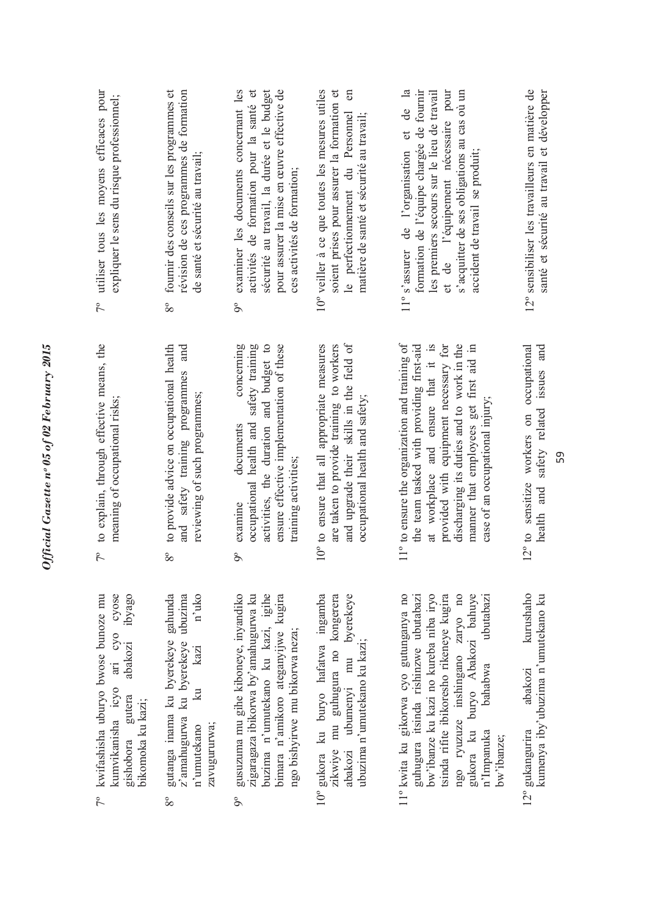7° kwifashisha uburyo bwose bunoze mu kumvikanisha icyo ari cyo cyose gishobora gutera abakozi ibyago bikomoka ku kazi;

8° gutanga inama ku byerekeye gahunda z'amahugurwa ku byerekeye ubuzima n'umutekano ku kazi n'uko zavugururwa;

9° gusuzuma mu gihe kiboneye, inyandiko zigaragaza ibikorwa by'amahugurwa ku buzima n'umutekano ku kazi, igihe bimara n'amikoro ateganyijwe kugira ngo bishyirwe mu bikorwa neza;

10° gukora ku buryo hafatwa ingamba zikwiye mu guhugura no kongerera abakozi ubumenyi mu byerekeye ubuzima n'umutekano ku kazi;

11° kwita ku gikorwa cyo gutunganya no guhugura itsinda rishinzwe ubutabazi bw'ibanze ku kazi no kureba niba iryo tsinda rifite ibikoresho rikeneye kugira ngo ryuzuze inshingano zaryo no gukora ku buryo Abakozi bahuye n'Impanuka bahabwa ubutabazi bw'ibanze;

12° gukangurira abakozi kurushaho kumenya iby'ubuzima n'umutekano ku

7° to explain, through effective means, the meaning of occupational risks;

8° to provide advice on occupational health and safety training programmes and reviewing of such programmes;

9° examine documents concerning occupational health and safety training activities, the duration and budget to ensure effective implementation of these training activities;

10° to ensure that all appropriate measures are taken to provide training to workers and upgrade their skills in the field of occupational health and safety;

11° to ensure the organization and training of the team tasked with providing first-aid at workplace and ensure that it is provided with equipment necessary for discharging its duties and to work in the manner that employees get first aid in case of an occupational injury;

12° to sensitize workers on occupational health and safety related issues and

7° utiliser tous les moyens efficaces pour expliquer le sens du risque professionnel;

8° fournir des conseils sur les programmes et révision de ces programmes de formation de santé et sécurité au travail;

9° examiner les documents concernant les activités de formation pour la santé et sécurité au travail, la durée et le budget pour assurer la mise en œuvre effective de ces activités de formation;

10° veiller à ce que toutes les mesures utiles soient prises pour assurer la formation et le perfectionnement du Personnel en matière de santé et sécurité au travail;

11° s'assurer de l'organisation et de la formation de l'équipe chargée de fournir les premiers secours sur le lieu de travail et de l'équipement nécessaire pour s'acquitter de ses obligations au cas où un accident de travail se produit;

12° sensibiliser les travailleurs en matière de santé et sécurité au travail et développer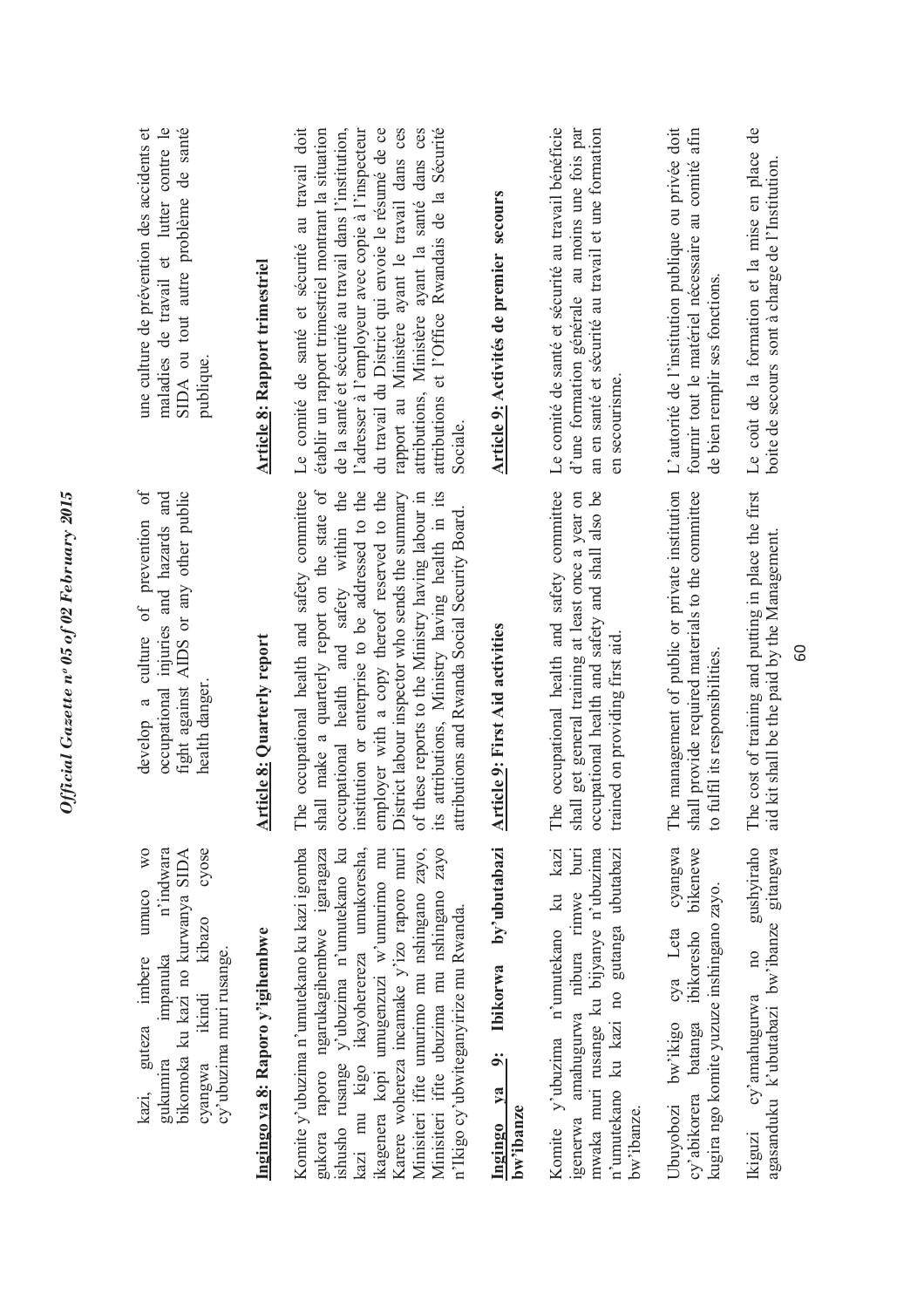kazi, guteza imbere umuco wo gukumira impanuka n'indwara bikomoka ku kazi no kurwanya SIDA cyangwa ikindi kibazo cyose cy'ubuzima muri rusange.

**Ingingo ya 8: Raporo y'igihembwe**

Komite y'ubuzima n'umutekano ku kazi igomba gukora raporo ngarukagihembwe igaragaza ishusho rusange y'ubuzima n'umutekano ku kazi mu kigo ikayohererza umukoresha, ikagenera kopi umugenzuzi w'umurimo mu Karere wohereza incamake y'izo raporo muri Minisiteri ifite umurimo mu nshingano zayo, Minisiteri ifite ubuzima mu nshingano zayo n'Ikigo cy'ubwiteganyirize mu Rwanda.

**Ingingo ya 9: Ibikorwa by'ubutabazi bw'ibanze**

Komite y'ubuzima n'umutekano ku kazi igenerwa amahugurwa nibura rimwe buri mwaka muri rusange ku bijyanye n'ubuzima n'umutekano ku kazi no gutanga ubutabazi bw'ibanze.

Ubuyobozi bw'ikigo cya Leta cyangwa cy'abikorera batanga ibikoresho bikenewe kugira ngo komite yuzuze inshingano zayo.

Ikiguzi cy'amahugurwa no gushyiraho agasanduku k'ubutabazi bw'ibanze gitangwa

develop a culture of prevention of occupational injuries and hazards and fight against AIDS or any other public health danger.

**Article 8: Quarterly report**

The occupational health and safety committee shall make a quarterly report on the state of occupational health and safety within the institution or enterprise to be addressed to the employer with a copy thereof reserved to the District labour inspector who sends the summary of these reports to the Ministry having labour in its attributions, Ministry having health in its attributions and Rwanda Social Security Board.

**Article 9: First Aid activities**

The occupational health and safety committee shall get general training at least once a year on occupational health and safety and shall also be trained on providing first aid.

The management of public or private institution shall provide required materials to the committee to fulfil its responsibilities.

The cost of training and putting in place the first aid kit shall be the paid by the Management.

une culture de prévention des accidents et maladies de travail et lutter contre le SIDA ou tout autre problème de santé publique.

**Article 8: Rapport trimestriel**

Le comité de santé et sécurité au travail doit établir un rapport trimestriel montrant la situation de la santé et sécurité au travail dans l'institution, l'adresser à l'employeur avec copie à l'inspecteur du travail du District qui envoie le résumé de ce rapport au Ministère ayant le travail dans ces attributions, Ministère ayant la santé dans ces attributions et l'Office Rwandais de la Sécurité Sociale.

**Article 9: Activités de premier secours**

Le comité de santé et sécurité au travail bénéficie d'une formation générale au moins une fois par an en santé et sécurité au travail et une formation en secourisme.

L'autorité de l'institution publique ou privée doit fournir tout le matériel nécessaire au comité afin de bien remplir ses fonctions.

Le coût de la formation et la mise en place de boite de secours sont à charge de l'Institution.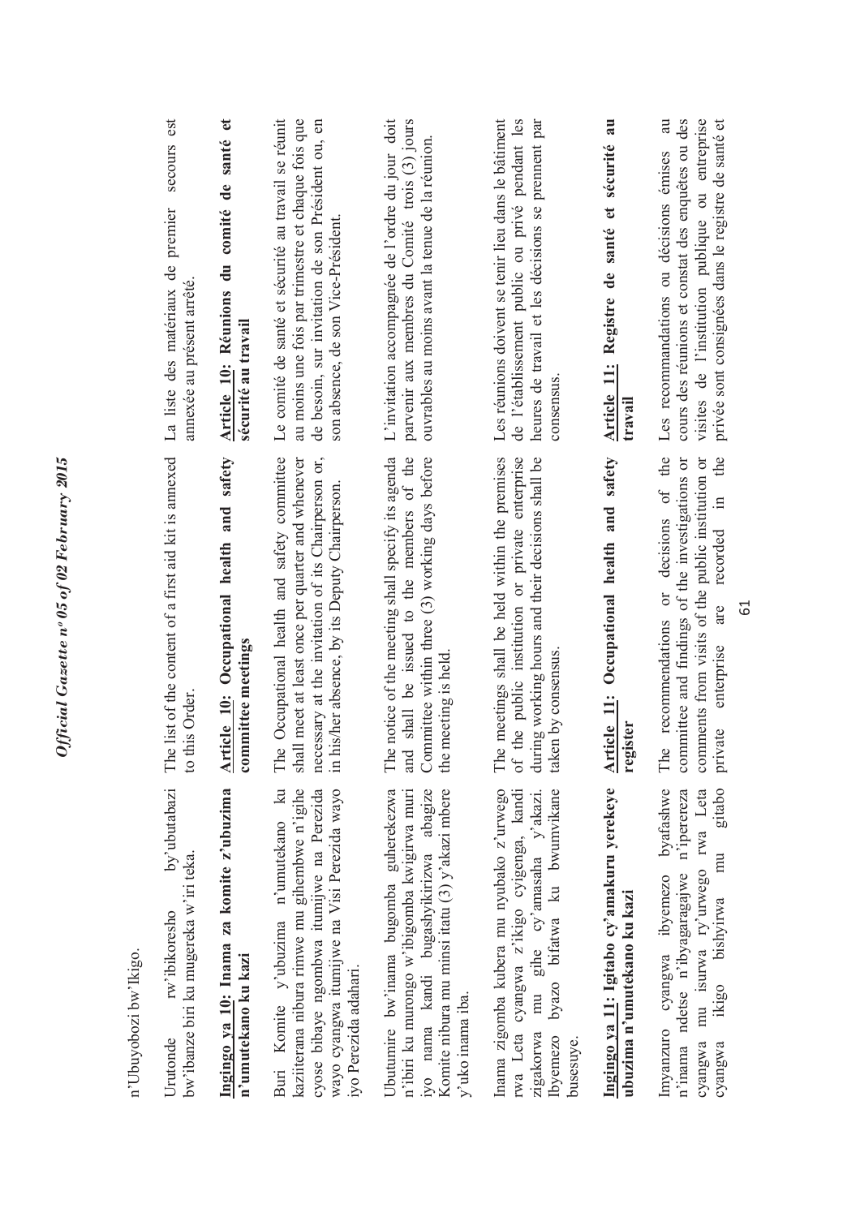n'Ubuyobozi bw'Ikigo.

Urutonde rw'ibikoresho by'ubutabazi bw'ibanze biri ku mugereka w'iri teka.

**Ingingo ya 10: Inama za komite z'ubuzima n'umutekano ku kazi**

Buri Komite y'ubuzima n'umutekano ku kaziiterana nibura rimwe mu gihembwe n'igihe cyose bibaye ngombwa itumijwe na Perezida wayo cyangwa itumijwe na Visi Perezida wayo iyo Perezida adahari.

Ubutumire bw'inama bugomba guherekezwa n'ibiri ku murongo w'ibigomba kwigirwa muri iyo nama kandi bugashyikirizwa abagize Komite nibura mu minsi itatu (3) y'akazi mbere y'uko inama iba.

Inama zigomba kubera mu nyubako z'urwego rwa Leta cyangwa z'ikigo cyigenga, kandi zigakorwa mu gihe cy'amasaha y'akazi. Ibyemezo byazo bifatwa ku bwumvikane busesuye.

**Ingingo ya 11: Igitabo cy'amakuru yerekeye ubuzima n'umutekano ku kazi**

Imyanzuro cyangwa ibyemezo byafashwe n'inama ndetse n'ibyagaragajwe n'iperereza cyangwa mu isurwa ry'urwego rwa Leta cyangwa ikigo bishyirwa mu gitabo

The list of the content of a first aid kit is annexed to this Order.

**Article 10: Occupational health and safety committee meetings**

The Occupational health and safety committee shall meet at least once per quarter and whenever necessary at the invitation of its Chairperson or, in his/her absence, by its Deputy Chairperson.

The notice of the meeting shall specify its agenda and shall be issued to the members of the Committee within three (3) working days before the meeting is held.

The meetings shall be held within the premises of the public institution or private enterprise during working hours and their decisions shall be taken by consensus.

**Article 11: Occupational health and safety register**

The recommendations or decisions of the committee and findings of the investigations or comments from visits of the public institution or private enterprise are recorded in the

La liste des matériaux de premier secours est annexée au présent arrêté.

**Article 10: Réunions du comité de santé et sécurité au travail**

Le comité de santé et sécurité au travail se réunit au moins une fois par trimestre et chaque fois que de besoin, sur invitation de son Président ou, en son absence, de son Vice-Président.

L'invitation accompagnée de l'ordre du jour doit parvenir aux membres du Comité trois (3) jours ouvrables au moins avant la tenue de la réunion.

Les réunions doivent se tenir lieu dans le bâtiment de l'établissement public ou privé pendant les heures de travail et les décisions se prennent par consensus.

**Article 11: Registre de santé et sécurité au travail**

Les recommandations ou décisions émises au cours des réunions et constat des enquêtes ou des visites de l'institution publique ou entreprise privée sont consignées dans le registre de santé et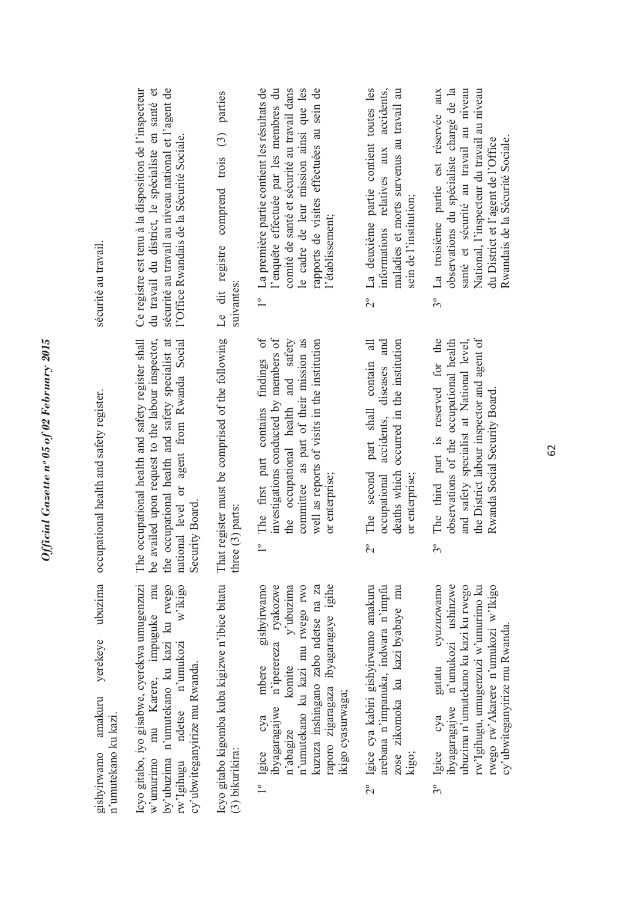gishyirwamo amakuru yerekeye ubuzima n'umutekano ku kazi.

Icyo gitabo, iyo gisabwe, cyerekwa umugenzuzi w'umurimo mu Karere, impuguke mu by'ubuzima n'umutekano ku kazi ku rwego rw'Igihugu ndetse n'umukozi w'ikigo cy'ubwiteganyirize mu Rwanda.

Icyo gitabo kigomba kuba kigizwe n'ibice bitatu (3) bikurikira:

1° Igice cya mbere gishyirwamo ibyagaragajwe n'iperereza ryakozwe n'abagize komite y'ubuzima n'umutekano ku kazi mu rwego rwo kuzuza inshingano zabo ndetse na za raporo zigaragaza ibyagaragaye igihe ikigo cyasurwaga;

2° Igice cya kabiri gishyirwamo amakuru arebana n'impanuka, indwara n'impfu zose zikomoka ku kazi byabaye mu kigo;

3° Igice cya gatatu cyuzuzwamo ibyagaragajwe n'umukozi ushinzwe ubuzima n'umutekano ku kazi ku rwego rw'Igihugu, umugenzuzi w'umurimo ku rwego rw'Akarere n'umukozi w'Ikigo cy'ubwiteganyirize mu Rwanda.

occupational health and safety register.

The occupational health and safety register shall be availed upon request to the labour inspector, the occupational health and safety specialist at national level or agent from Rwanda Social Security Board.

That register must be comprised of the following three (3) parts:

1° The first part contains findings of investigations conducted by members of the occupational health and safety committee as part of their mission as well as reports of visits in the institution or enterprise;

2° The second part shall contain all occupational accidents, diseases and deaths which occurred in the institution or enterprise;

3° The third part is reserved for the observations of the occupational health and safety specialist at National level, the District labour inspector and agent of Rwanda Social Security Board.

sécurité au travail.

Ce registre est tenu à la disposition de l'inspecteur du travail du district, le spécialiste en santé et sécurité au travail au niveau national et l'agent de l'Office Rwandais de la Sécurité Sociale.

Le dit registre comprend trois (3) parties suivantes:

1° La première partie contient les résultats de l'enquête effectuée par les membres du comité de santé et sécurité au travail dans le cadre de leur mission ainsi que les rapports de visites effectuées au sein de l'établissement;

2° La deuxième partie contient toutes les informations relatives aux accidents, maladies et morts survenus au travail au sein de l'institution;

3° La troisième partie est réservée aux observations du spécialiste chargé de la santé et sécurité au travail au niveau National, l'inspecteur du travail au niveau du District et l'agent de l'Office Rwandais de la Sécurité Sociale.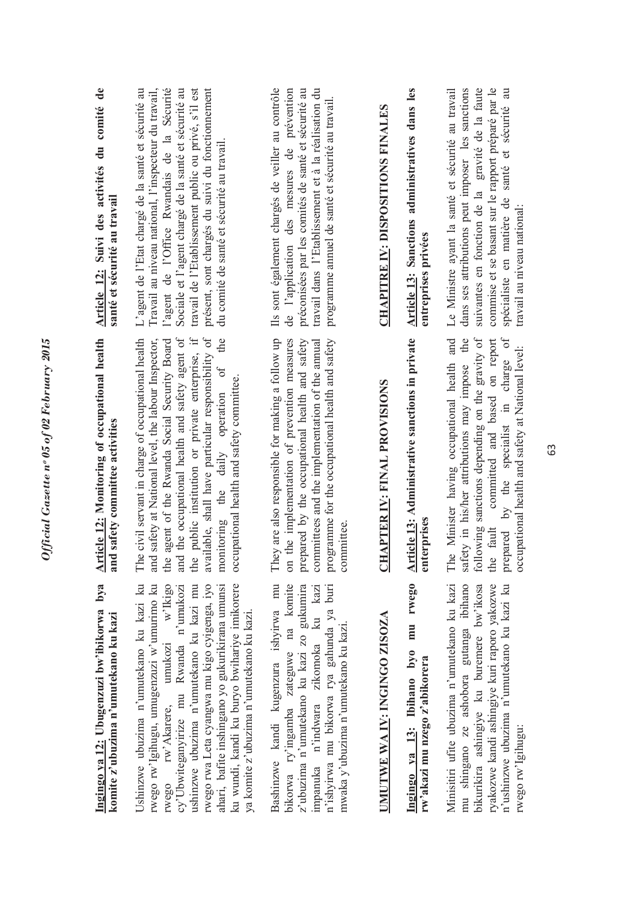**Ingingo ya 12: Ubugenzuzi bw'ibikorwa bya komite z'ubuzima n'umutekano ku kazi**

Ushinzwe ubuzima n'umutekano ku kazi ku rwego rw'Igihugu, umugenzuzi w'umurimo ku rwego rw'Akarere, umukozi w'Ikigo cy'Ubwiteganyirize mu Rwanda n'umukozi ushinzwe ubuzima n'umutekano ku kazi mu rwego rwa Leta cyangwa mu kigo cyigenga, iyo ahari, bafite inshingano yo gukurikirana umunsi ku wundi, kandi ku buryo bwihariye imikorere ya komite z'ubuzima n'umutekano ku kazi.

Bashinzwe kandi kugenzura ishyirwa mu bikorwa ry'ingamba zateguwe na komite z'ubuzima n'umutekano ku kazi zo gukumira impanuka n'indwara zikomoka ku kazi n'ishyirwa mu bikorwa rya gahunda ya buri mwaka y'ubuzima n'umutekano ku kazi.

**UMUTWE WA IV: INGINGO ZISOZA**

**Ingingo ya 13: Ibihano byo mu rwego rw'akazi mu nzego z'abikorera**

Minisitiri ufite ubuzima n'umutekano ku kazi mu shingano ze ashobora gutanga ibihano bikurikira ashingiye ku buremere bw'ikosa ryakozwe kandi ashingiye kuri raporo yakozwe n'ushinzwe ubuzima n'umutekano ku kazi ku rwego rw'Igihugu:

**Article 12: Monitoring of occupational health and safety committee activities**

The civil servant in charge of occupational health and safety at National level, the labour Inspector, the agent of the Rwanda Social Security Board and the occupational health and safety agent of the public institution or private enterprise, if available, shall have particular responsibility of monitoring the daily operation of the occupational health and safety committee.

They are also responsible for making a follow up on the implementation of prevention measures prepared by the occupational health and safety committees and the implementation of the annual programme for the occupational health and safety committee.

**CHAPTER IV: FINAL PROVISIONS**

**Article 13: Administrative sanctions in private enterprises**

The Minister having occupational health and safety in his/her attributions may impose the following sanctions depending on the gravity of the fault committed and based on report prepared by the specialist in charge of occupational health and safety at National level:

**Article 12: Suivi des activités du comité de santé et sécurité au travail**

L'agent de l'Etat chargé de la santé et sécurité au Travail au niveau national, l'inspecteur du travail, l'agent de l'Office Rwandais de la Sécurité Sociale et l'agent chargé de la santé et sécurité au travail de l'Etablissement public ou privé, s'il est présent, sont chargés du suivi du fonctionnement du comité de santé et sécurité au travail.

Ils sont également chargés de veiller au contrôle de l'application des mesures de prévention préconisées par les comités de santé et sécurité au travail dans l'Etablissement et à la réalisation du programme annuel de santé et sécurité au travail.

**CHAPITRE IV: DISPOSITIONS FINALES**

**Article 13: Sanctions administratives dans les entreprises privées**

Le Ministre ayant la santé et sécurité au travail dans ses attributions peut imposer les sanctions suivantes en fonction de la gravité de la faute commise et se basant sur le rapport préparé par le spécialiste en matière de santé et sécurité au travail au niveau national: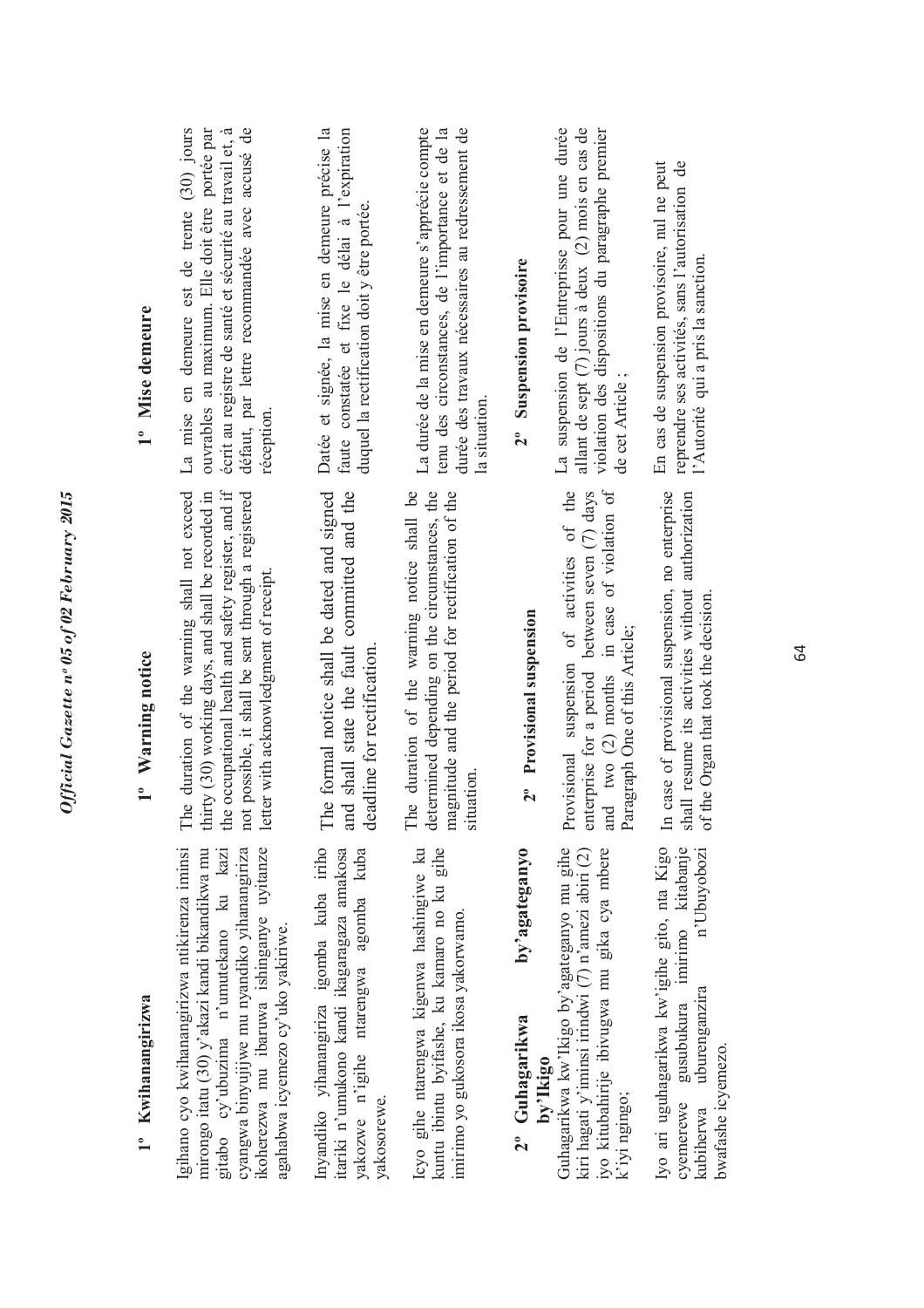### 1º Kwihanangirizwa

Igihano cyo kwihanangirizwa ntikirenza iminsi mirongo itatu (30) y'akazi kandi bikandikwa mu gitabo cy'ubuzima n'umutekano ku kazi cyangwa binyujijwe mu nyandiko yihanangiriza ikoherezwa mu ibaruwa ishinganye uyitanze agahabwa icyemezo cy'uko yakiriwe.

Inyandiko yihanangiriza igomba kuba iriho itariki n'umukono kandi ikagaragaza amakosa yakozwe n'igihe ntarengwa agomba kuba yakosorewe.

Icyo gihe ntarengwa kigenwa hashingiwe ku kuntu ibintu byifashe, ku kamaro no ku gihe imirimo yo gukosora ikosa yakorwamo.

### 2º Guhagarikwa by'agateganyo by'Ikigo

Guhagarikwa kw'Ikigo by'agateganyo mu gihe kiri hagati y'iminsi irindwi (7) n'amezi abiri (2) iyo kitubahirije ibivugwa mu gika cya mbere k'iyi ngingo;

Iyo ari uguhagarikwa kw'igihe gito, nta Kigo cyemerewe gusubukura imirimo kitabanje kubiherwa uburenganzira n'Ubuyobozi bwafashe icyemezo.

### 1º Warning notice

The duration of the warning shall not exceed thirty (30) working days, and shall be recorded in the occupational health and safety register, and if not possible, it shall be sent through a registered letter with acknowledgment of receipt.

The formal notice shall be dated and signed and shall state the fault committed and the deadline for rectification.

The duration of the warning notice shall be determined depending on the circumstances, the magnitude and the period for rectification of the situation.

### 2º Provisional suspension

Provisional suspension of activities of the enterprise for a period between seven (7) days and two (2) months in case of violation of Paragraph One of this Article;

In case of provisional suspension, no enterprise shall resume its activities without authorization of the Organ that took the decision.

### 1º Mise demeure

La mise en demeure est de trente (30) jours ouvrables au maximum. Elle doit être portée par écrit au registre de santé et sécurité au travail et, à défaut, par lettre recommandée avec accusé de réception.

Datée et signée, la mise en demeure précise la faute constatée et fixe le délai à l'expiration duquel la rectification doit y être portée.

La durée de la mise en demeure s'apprécie compte tenu des circonstances, de l'importance et de la durée des travaux nécessaires au redressement de la situation.

### 2º Suspension provisoire

La suspension de l'Entreprise pour une durée allant de sept (7) jours à deux (2) mois en cas de violation des dispositions du paragraphe premier de cet Article ;

En cas de suspension provisoire, nul ne peut reprendre ses activités, sans l'autorisation de l'Autorité qui a pris la sanction.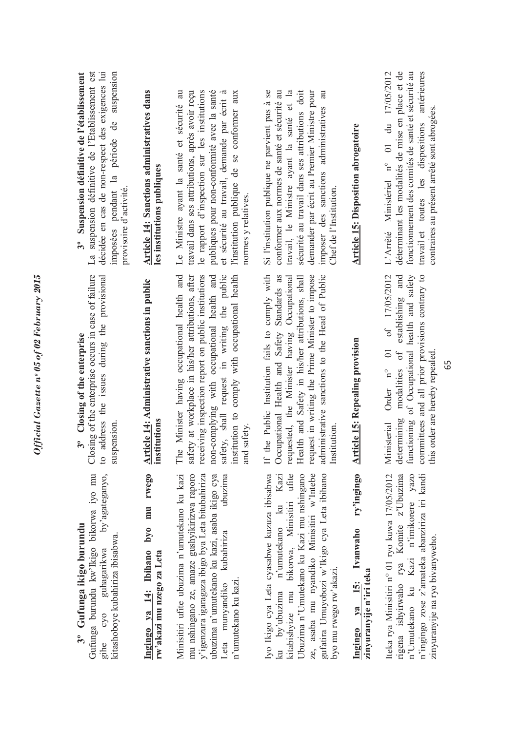**3º Gufunga ikigo burundu**

Gufunga burundu kw'Ikigo bikorwa iyo mu gihe cyo guhagarikwa by'agateganyo, kitashoboye kubahiriza ibisabwa.

**Ingingo ya 14: Ibihano byo mu rwego rw'akazi mu nzego za Leta**

Minisitiri ufite ubuzima n'umutekano ku kazi mu nshingano ze, amaze gushyikirizwa raporo y'igenzura igaragaza ibigo bya Leta bitubahiriza ubuzima n'umutekano ku kazi, asaba ikigo cya Leta munyandiko kubahiriza ubuzima n'umutekano ku kazi.

Iyo Ikigo cya Leta cyasabwe kuzuza ibisabwa ku by'ubuzima n'umutekano ku Kazi kitabishyize mu bikorwa, Minisitiri ufite Ubuzima n'Umutekano ku Kazi mu nshingano ze, asaba mu nyandiko Minisitiri w'Intebe gufatira Umuyobozi w'Ikigo cya Leta ibihano byo mu rwego rw'akazi.

**Ingingo ya 15: Ivanwaho ry'ingingo zinyuranyije n'iri teka**

Iteka rya Minisitiri n° 01 ryo kuwa 17/05/2012 rigena ishyirwaho rya Komite z'Ubuzima n'Umutekano ku Kazi n'imikorere yazo n'ingingo zose z'amateka abanziriza iri kandi zinyuranyije na ryo bivanyweho.

**3º Closing of the enterprise**

Closing of the enterprise occurs in case of failure to address the issues during the provisional suspension.

**Article 14: Administrative sanctions in public institutions**

The Minister having occupational health and safety at workplace in his/her attributions, after receiving inspection report on public institutions non-complying with occupational health and safety, shall request in writing the public institution to comply with occupational health and safety.

If the Public Institution fails to comply with Occupational Health and Safety Standards as requested, the Minister having Occupational Health and Safety in his/her attributions, shall request in writing the Prime Minister to impose administrative sanctions to the Head of Public Institution.

**Article 15: Repealing provision**

Ministerial Order n° 01 of 17/05/2012 determining modalities of establishing and functioning of Occupational health and safety committees and all prior provisions contrary to this order are hereby repealed.

**3º Suspension définitive de l'établissement**

La suspension définitive de l'Etablissement est décidée en cas de non-respect des exigences lui imposées pendant la période de suspension provisoire d'activité.

**Article 14: Sanctions administratives dans les institutions publiques**

Le Ministre ayant la santé et sécurité au travail dans ses attributions, après avoir reçu le rapport d'inspection sur les institutions publiques pour non-conformité avec la santé et sécurité au travail, demande par écrit à l'institution publique de se conformer aux normes y relatives.

Si l'institution publique ne parvient pas à se conformer aux normes de santé et sécurité au travail, le Ministre ayant la santé et la sécurité au travail dans ses attributions doit demander par écrit au Premier Ministre pour imposer des sanctions administratives au Chef de l'Institution.

**Article 15: Disposition abrogatoire**

L'Arrêté Ministériel n° 01 du 17/05/2012 déterminant les modalités de mise en place et de fonctionnement des comités de santé et sécurité au travail et toutes les dispositions antérieures contraires au présent arrêté sont abrogées.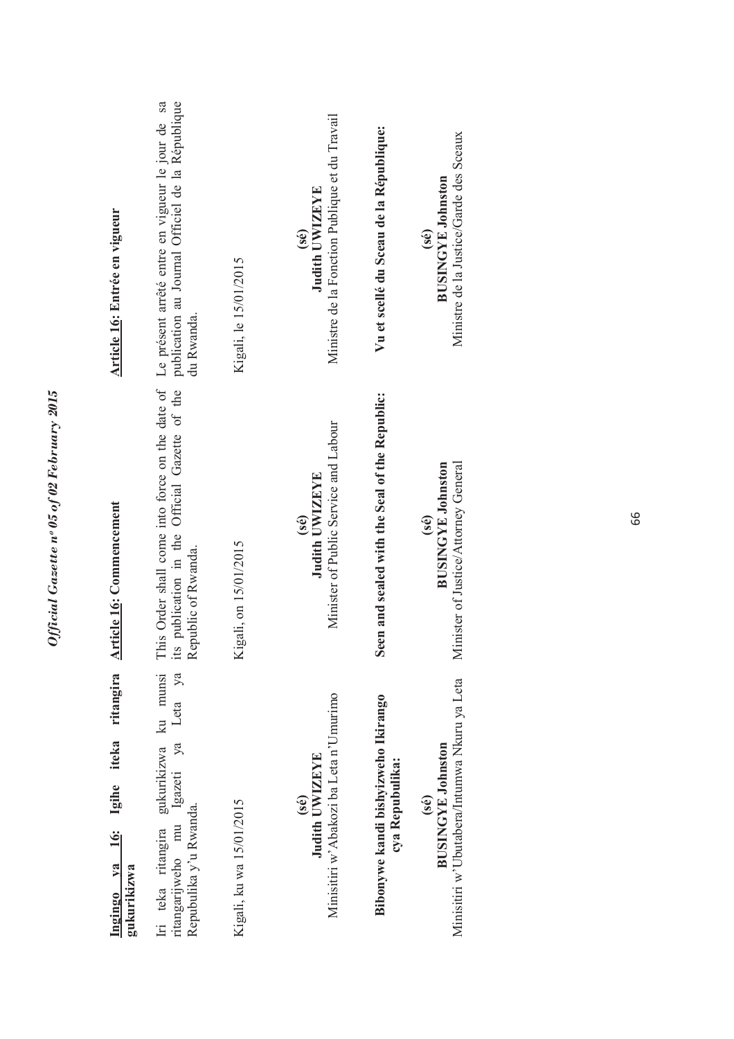**Ingingo ya 16: Igihe iteka ritangira gukurikizwa**

Iri teka ritangira gukurikizwa ku munsi ritangarijweho mu Igazeti ya Leta ya Repubulika y'u Rwanda.

Kigali, ku wa 15/01/2015

**(sé)**
**Judith UWIZEYE**
Minisitiri w'Abakozi ba Leta n'Umurimo

**Bibonywe kandi bishyizweho Ikirango cya Repubulika:**

**(sé)**
**BUSINGYE Johnston**
Minisitiri w'Ubutabera/Intumwa Nkuru ya Leta

**Article 16: Commencement**

This Order shall come into force on the date of its publication in the Official Gazette of the Republic of Rwanda.

Kigali, on 15/01/2015

**(sé)**
**Judith UWIZEYE**
Minister of Public Service and Labour

**Seen and sealed with the Seal of the Republic:**

**(sé)**
**BUSINGYE Johnston**
Minister of Justice/Attorney General

**Article 16: Entrée en vigueur**

Le présent arrêté entre en vigueur le jour de sa publication au Journal Officiel de la République du Rwanda.

Kigali, le 15/01/2015

**(sé)**
**Judith UWIZEYE**
Ministre de la Fonction Publique et du Travail

**Vu et scellé du Sceau de la République:**

**(sé)**
**BUSINGYE Johnston**
Ministre de la Justice/Garde des Sceaux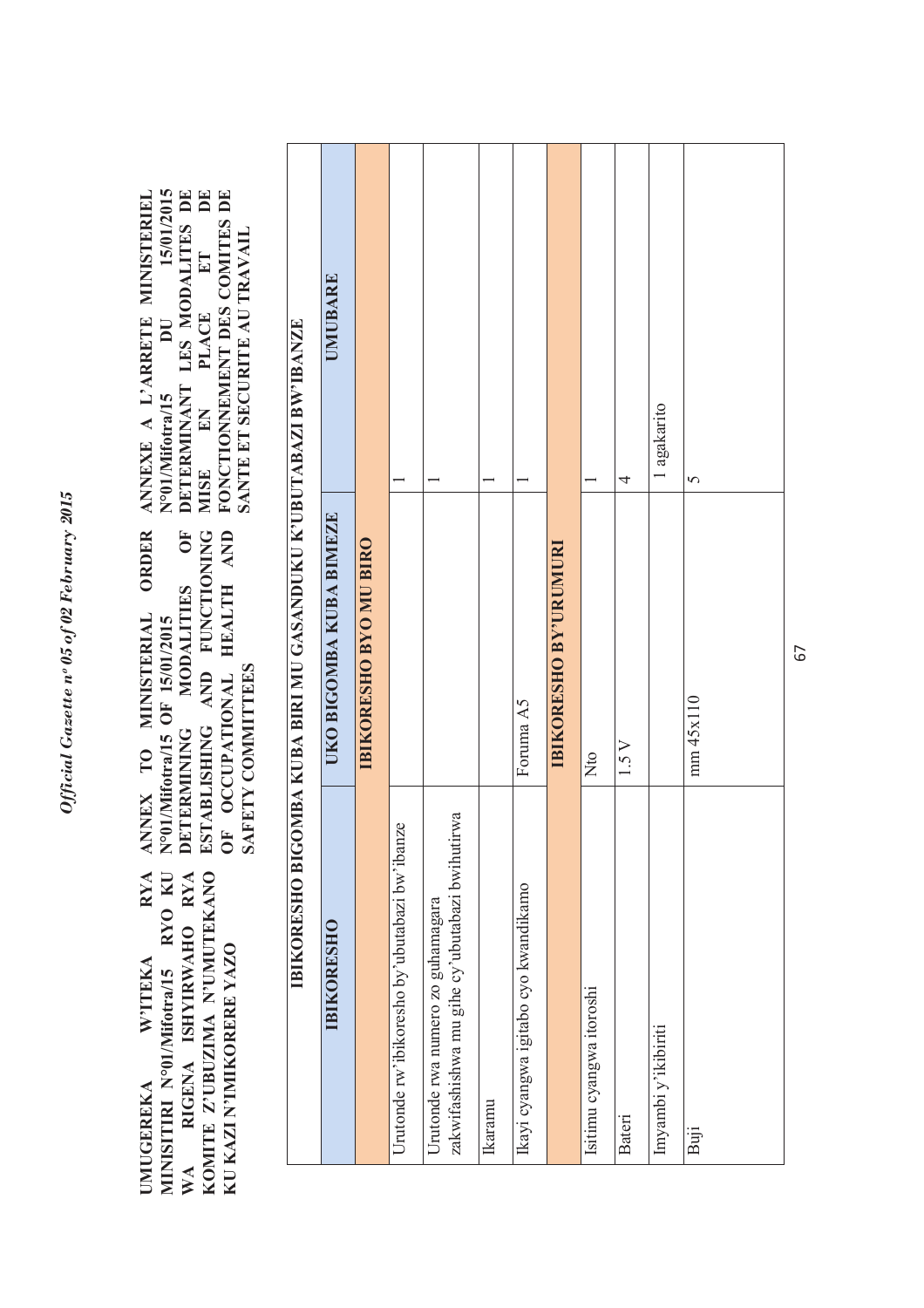**UMUGEREKA W'ITEKA RYA MINISITIRI N°01/Mifotra/15 RYO KU WA 15/01/2015 RIGENA ISHYIRWAHO RYA KOMITE Z'UBUZIMA N'UMUTEKANO KU KAZI N'IMIKORERE YAZO**

**ANNEX TO MINISTERIAL ORDER N°01/Mifotra/15 OF 15/01/2015 DETERMINING MODALITIES OF ESTABLISHING AND FUNCTIONING OF OCCUPATIONAL HEALTH AND SAFETY COMMITTEES**

**ANNEXE A L'ARRETE MINISTERIEL N°01/Mifotra/15 DU 15/01/2015 DETERMINANT LES MODALITES DE MISE EN PLACE ET DE FONCTIONNEMENT DES COMITES DE SANTE ET SECURITE AU TRAVAIL**

| IBIKORESHO BIGOMBA KUBA BIRI MU GASANDUKU K'UBUTABAZI BW'IBANZE | | |
|---|---|---|
| **IBIKORESHO** | **UKO BIGOMBA KUBA BIMEZE** | **UMUBARE** |
| | **IBIKORESHO BYO MU BIRO** | |
| Urutonde rw'ibikoresho by'ubutabazi bw'ibanze | | 1 |
| Urutonde rwa numero zo guhamagara zakwifashishwa mu gihe cy'ubutabazi bwihutirwa | | 1 |
| Ikaramu | | 1 |
| Ikayi cyangwa igitabo cyo kwandikamo | Foruma A5 | 1 |
| | **IBIKORESHO BY'URUMURI** | |
| Isitimu cyangwa itoroshi | Nto | 1 |
| Bateri | 1.5 V | 4 |
| Imyambi y'ikibiriti | | 1 agakarito |
| Buji | mm 45x110 | 5 |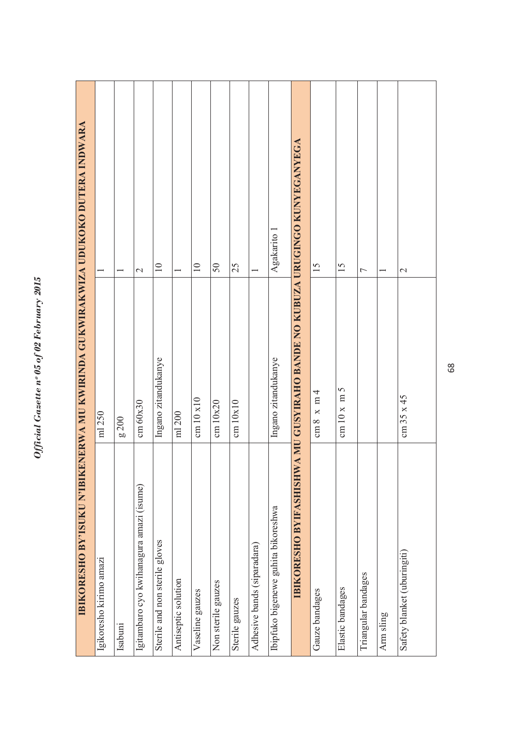| IBIKORESHO BY'ISUKU N'IBIKENERWA MU KWIRINDA GUKWIRAKWIZA UDUKOKO DUTERA INDWARA | | |
|---|---|---|
| Igikoresho kirimo amazi | ml 250 | 1 |
| Isabuni | g 200 | 1 |
| Igitambaro cyo kwihanagura amazi (isume) | cm 60x30 | 2 |
| Sterile and non sterile gloves | Ingano zitandukanye | 10 |
| Antiseptic solution | ml 200 | 1 |
| Vaseline gauzes | cm 10 x10 | 10 |
| Non sterile gauzes | cm 10x20 | 50 |
| Sterile gauzes | cm 10x10 | 25 |
| Adhesive bands (siparadara) | | 1 |
| Ibipfuko bigenewe guhita bikoreshwa | Ingano zitandukanye | Agakarito 1 |
| **IBIKORESHO BYIFASHISHWA MU GUSYIRAHO BANDE NO KUBUZA URUGINGO KUNYEGANYEGA** | | |
| Gauze bandages | cm 8 x m 4 | 15 |
| Elastic bandages | cm 10 x m 5 | 15 |
| Triangular bandages | | 7 |
| Arm sling | | 1 |
| Safety blanket (uburingiti) | cm 35 x 45 | 2 |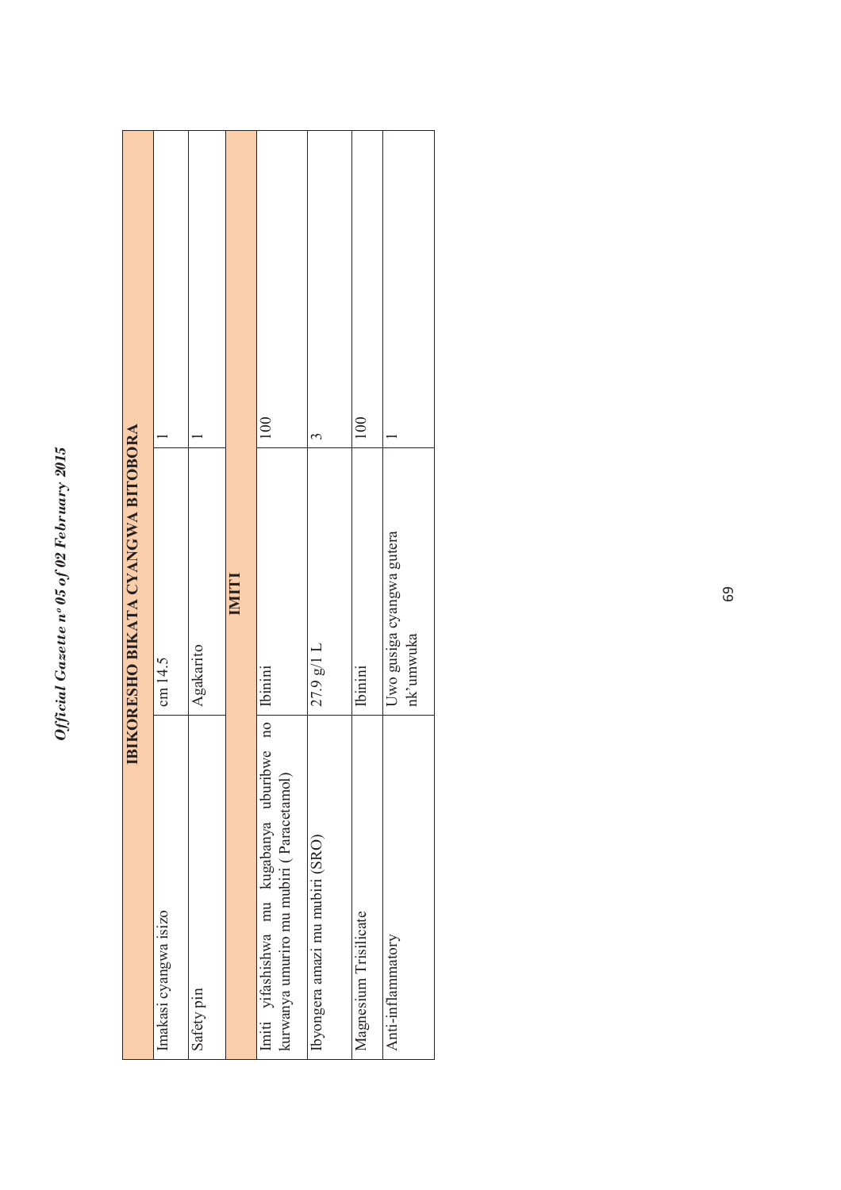| | | |
|---|---|---|
| **IBIKORESHO BIKATA CYANGWA BITOBORA** | | |
| Imakasi cyangwa isizo | cm 14.5 | 1 |
| Safety pin | Agakarito | 1 |
| **IMITI** | | |
| Imiti yifashishwa mu kugabanya uburibwe no kurwanya umuriro mu mubiri ( Paracetamol) | Ibinini | 100 |
| Ibyongera amazi mu mubiri (SRO) | 27.9 g/1 L | 3 |
| Magnesium Trisilicate | Ibinini | 100 |
| Anti-inflammatory | Uwo gusiga cyangwa gutera nk'umwuka | 1 |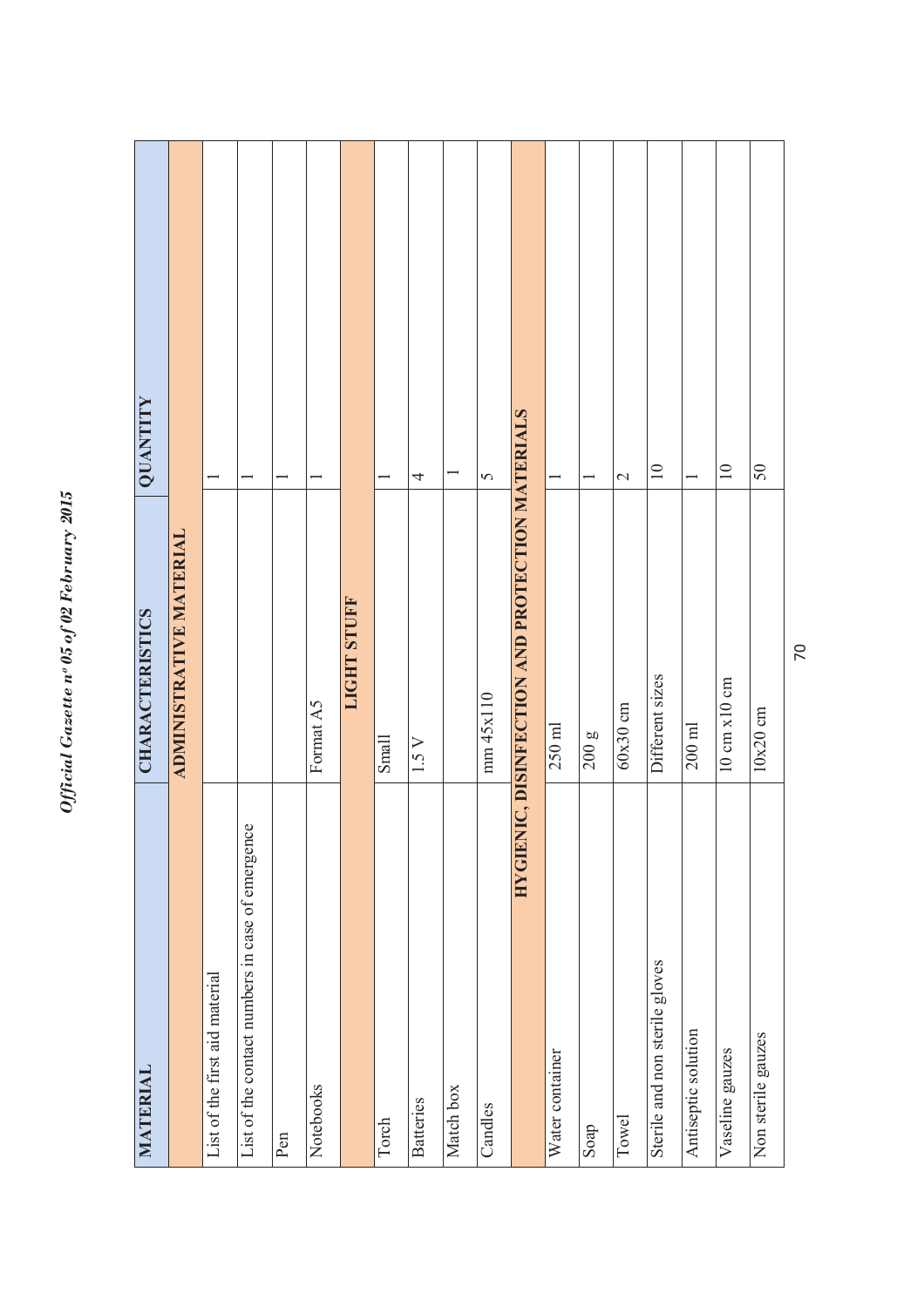| MATERIAL | CHARACTERISTICS | QUANTITY |
|---|---|---|
| **ADMINISTRATIVE MATERIAL** | | |
| List of the first aid material | | 1 |
| List of the contact numbers in case of emergence | | 1 |
| Pen | | 1 |
| Notebooks | Format A5 | 1 |
| **LIGHT STUFF** | | |
| Torch | Small | 1 |
| Batteries | 1.5 V | 4 |
| Match box | | 1 |
| Candles | mm 45x110 | 5 |
| **HYGIENIC, DISINFECTION AND PROTECTION MATERIALS** | | |
| Water container | 250 ml | 1 |
| Soap | 200 g | 1 |
| Towel | 60x30 cm | 2 |
| Sterile and non sterile gloves | Different sizes | 10 |
| Antiseptic solution | 200 ml | 1 |
| Vaseline gauzes | 10 cm x10 cm | 10 |
| Non sterile gauzes | 10x20 cm | 50 |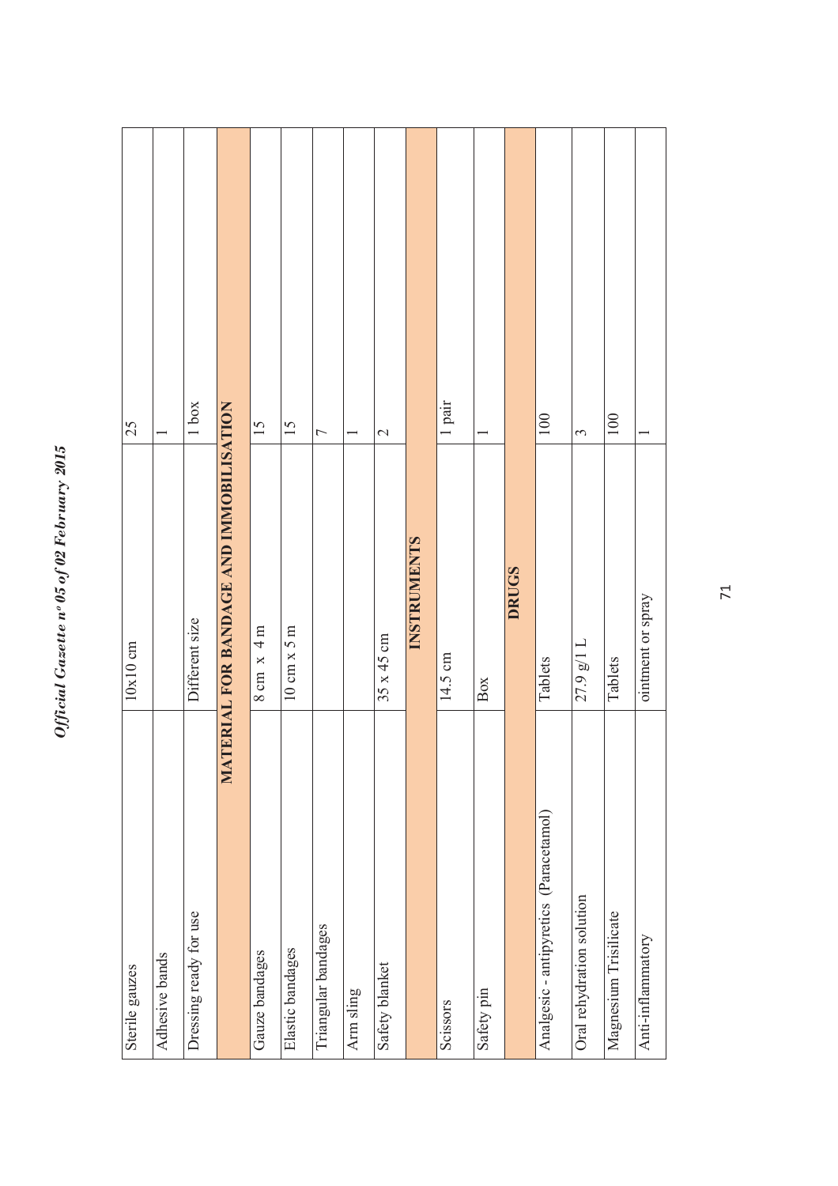| | | |
|---|---|---|
| Sterile gauzes | 10x10 cm | 25 |
| Adhesive bands | | 1 |
| Dressing ready for use | Different size | 1 box |
| **MATERIAL FOR BANDAGE AND IMMOBILISATION** | | |
| Gauze bandages | 8 cm x 4 m | 15 |
| Elastic bandages | 10 cm x 5 m | 15 |
| Triangular bandages | | 7 |
| Arm sling | | 1 |
| Safety blanket | 35 x 45 cm | 2 |
| **INSTRUMENTS** | | |
| Scissors | 14.5 cm | 1 pair |
| Safety pin | Box | 1 |
| **DRUGS** | | |
| Analgesic - antipyretics (Paracetamol) | Tablets | 100 |
| Oral rehydration solution | 27.9 g/1 L | 3 |
| Magnesium Trisilicate | Tablets | 100 |
| Anti-inflammatory | ointment or spray | 1 |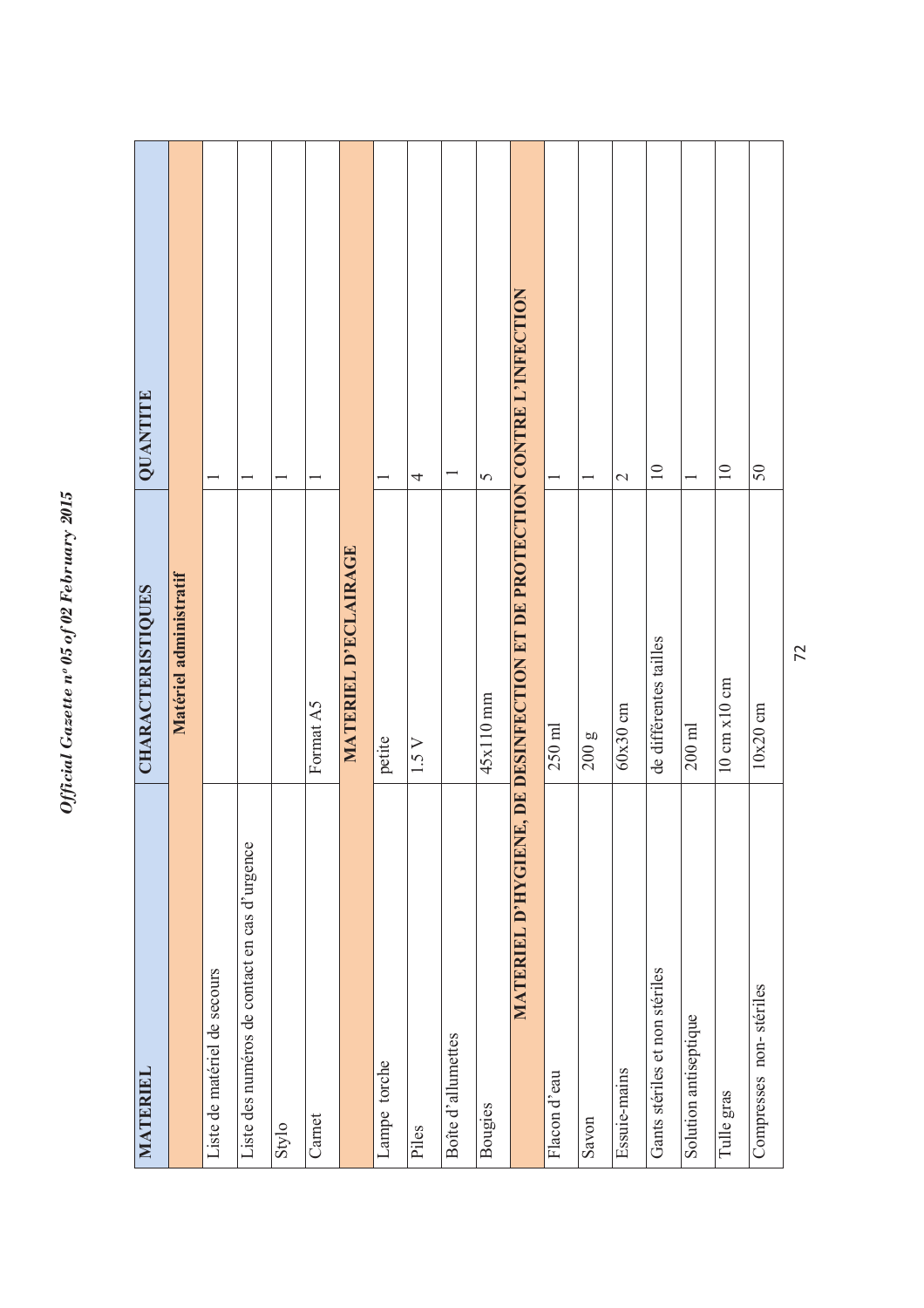| MATERIEL | CHARACTERISTIQUES | QUANTITE |
|---|---|---|
| | **Matériel administratif** | |
| Liste de matériel de secours | | 1 |
| Liste des numéros de contact en cas d'urgence | | 1 |
| Stylo | | 1 |
| Carnet | Format A5 | 1 |
| | **MATERIEL D'ECLAIRAGE** | |
| Lampe torche | petite | 1 |
| Piles | 1.5 V | 4 |
| Boîte d'allumettes | | 1 |
| Bougies | 45x110 mm | 5 |
| **MATERIEL D'HYGIENE, DE DESINFECTION ET DE PROTECTION CONTRE L'INFECTION** | | |
| Flacon d'eau | 250 ml | 1 |
| Savon | 200 g | 1 |
| Essuie-mains | 60x30 cm | 2 |
| Gants stériles et non stériles | de différentes tailles | 10 |
| Solution antiseptique | 200 ml | 1 |
| Tulle gras | 10 cm x10 cm | 10 |
| Compresses non- stériles | 10x20 cm | 50 |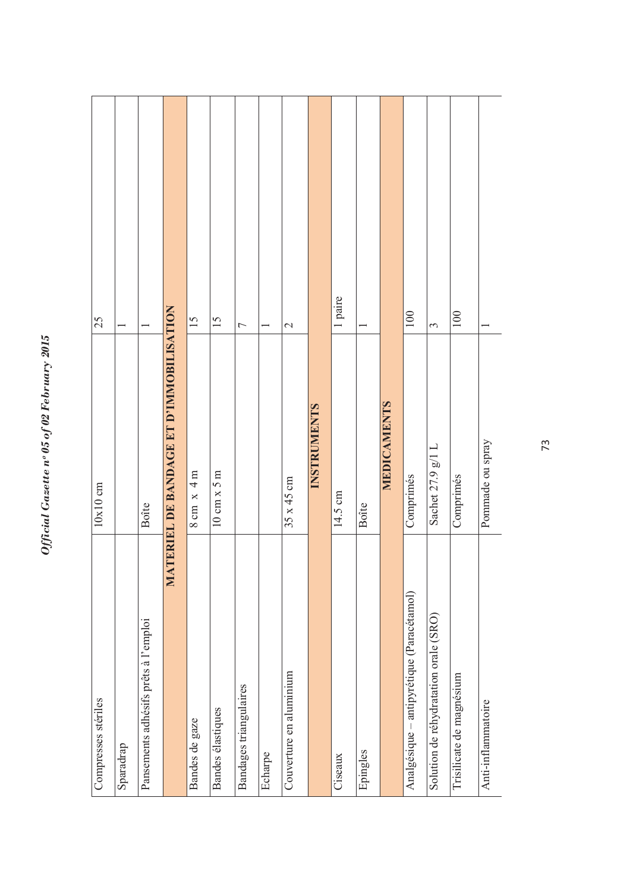| | | |
|---|---|---|
| Compresses stériles | 10x10 cm | 25 |
| Sparadrap | | 1 |
| Pansements adhésifs prêts à l'emploi | Boîte | 1 |
| **MATERIEL DE BANDAGE ET D'IMMOBILISATION** | | |
| Bandes de gaze | 8 cm x 4 m | 15 |
| Bandes élastiques | 10 cm x 5 m | 15 |
| Bandages triangulaires | | 7 |
| Echarpe | | 1 |
| Couverture en aluminium | 35 x 45 cm | 2 |
| **INSTRUMENTS** | | |
| Ciseaux | 14.5 cm | 1 paire |
| Epingles | Boîte | 1 |
| **MEDICAMENTS** | | |
| Analgésique – antipyrétique (Paracétamol) | Comprimés | 100 |
| Solution de réhydratation orale (SRO) | Sachet 27.9 g/1 L | 3 |
| Trisilicate de magnésium | Comprimés | 100 |
| Anti-inflammatoire | Pommade ou spray | 1 |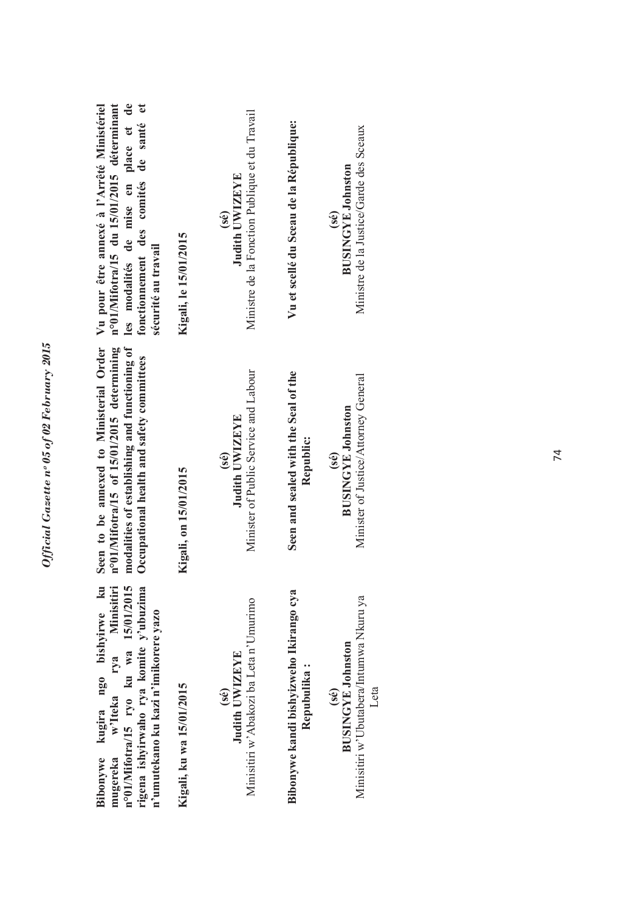**Bibonywe kugira ngo bishyirwe ku mugereka w'Iteka rya Minisitiri n°01/Mifotra/15 ryo ku wa 15/01/2015 rigena ishyirwaho rya komite y'ubuzima n'umutekano ku kazi n'imikorere yazo**

**Kigali, ku wa 15/01/2015**

**(sé)**
**Judith UWIZEYE**
Minisitiri w'Abakozi ba Leta n'Umurimo

**Bibonywe kandi bishyizweho Ikirango cya Repubulika :**

**(sé)**
**BUSINGYE Johnston**
Minisitiri w'Ubutabera/Intumwa Nkuru ya Leta

**Seen to be annexed to Ministerial Order n°01/Mifotra/15 of 15/01/2015 determining modalities of establishing and functioning of Occupational health and safety committees**

**Kigali, on 15/01/2015**

**(sé)**
**Judith UWIZEYE**
Minister of Public Service and Labour

**Seen and sealed with the Seal of the Republic:**

**(sé)**
**BUSINGYE Johnston**
Minister of Justice/Attorney General

**Vu pour être annexé à l'Arrêté Ministériel n°01/Mifotra/15 du 15/01/2015 déterminant les modalités de mise en place et de fonctionnement des comités de santé et sécurité au travail**

**Kigali, le 15/01/2015**

**(sé)**
**Judith UWIZEYE**
Ministre de la Fonction Publique et du Travail

**Vu et scellé du Sceau de la République:**

**(sé)**
**BUSINGYE Johnston**
Ministre de la Justice/Garde des Sceaux